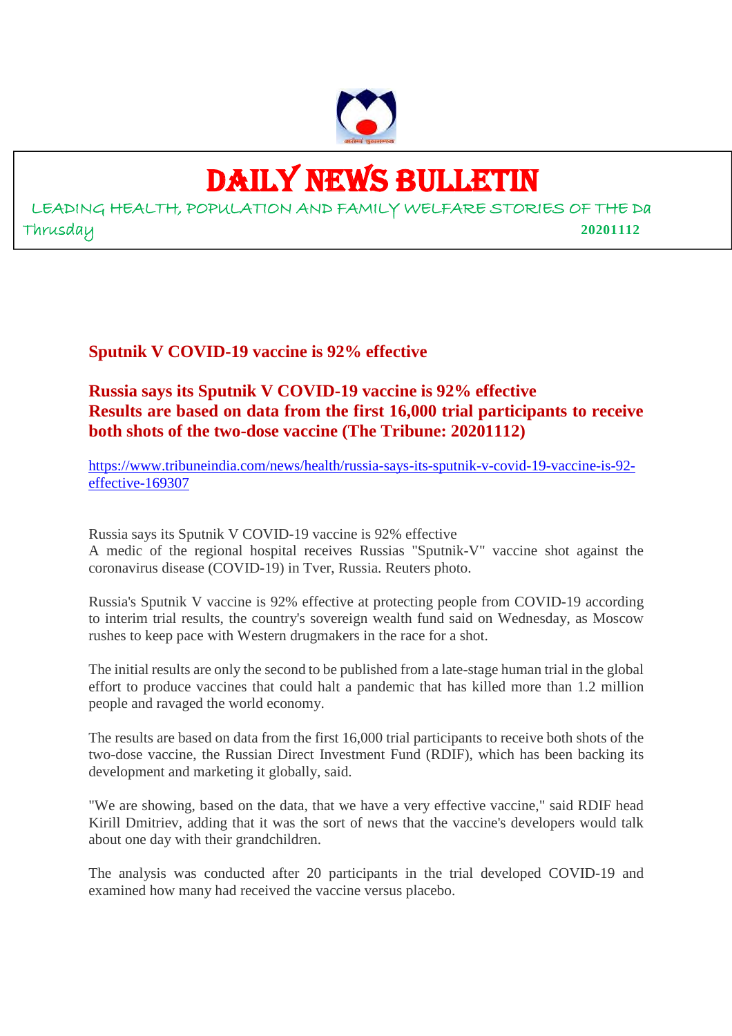# DAILY NEWS BULLETIN

LEADING HEALTH, POPULATION AND FAMILY WELFARE STORIES OF THE Da

Thrusday **20201112**

## Sputnik V COVID-19 vaccine is 92% effective

### Russia says its Sputnik V COVID-19 vaccine is 92% effective
### Results are based on data from the first 16,000 trial participants to receive both shots of the two-dose vaccine (The Tribune: 20201112)

https://www.tribuneindia.com/news/health/russia-says-its-sputnik-v-covid-19-vaccine-is-92-effective-169307

Russia says its Sputnik V COVID-19 vaccine is 92% effective
A medic of the regional hospital receives Russias "Sputnik-V" vaccine shot against the coronavirus disease (COVID-19) in Tver, Russia. Reuters photo.

Russia's Sputnik V vaccine is 92% effective at protecting people from COVID-19 according to interim trial results, the country's sovereign wealth fund said on Wednesday, as Moscow rushes to keep pace with Western drugmakers in the race for a shot.

The initial results are only the second to be published from a late-stage human trial in the global effort to produce vaccines that could halt a pandemic that has killed more than 1.2 million people and ravaged the world economy.

The results are based on data from the first 16,000 trial participants to receive both shots of the two-dose vaccine, the Russian Direct Investment Fund (RDIF), which has been backing its development and marketing it globally, said.

"We are showing, based on the data, that we have a very effective vaccine," said RDIF head Kirill Dmitriev, adding that it was the sort of news that the vaccine's developers would talk about one day with their grandchildren.

The analysis was conducted after 20 participants in the trial developed COVID-19 and examined how many had received the vaccine versus placebo.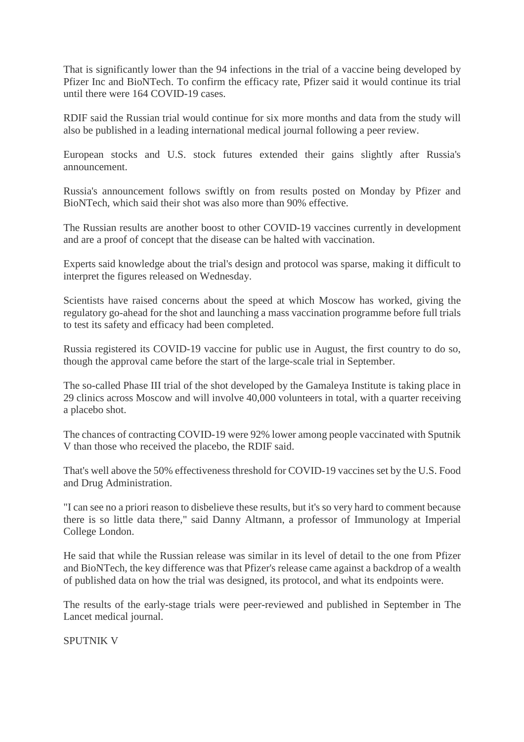That is significantly lower than the 94 infections in the trial of a vaccine being developed by Pfizer Inc and BioNTech. To confirm the efficacy rate, Pfizer said it would continue its trial until there were 164 COVID-19 cases.

RDIF said the Russian trial would continue for six more months and data from the study will also be published in a leading international medical journal following a peer review.

European stocks and U.S. stock futures extended their gains slightly after Russia's announcement.

Russia's announcement follows swiftly on from results posted on Monday by Pfizer and BioNTech, which said their shot was also more than 90% effective.

The Russian results are another boost to other COVID-19 vaccines currently in development and are a proof of concept that the disease can be halted with vaccination.

Experts said knowledge about the trial's design and protocol was sparse, making it difficult to interpret the figures released on Wednesday.

Scientists have raised concerns about the speed at which Moscow has worked, giving the regulatory go-ahead for the shot and launching a mass vaccination programme before full trials to test its safety and efficacy had been completed.

Russia registered its COVID-19 vaccine for public use in August, the first country to do so, though the approval came before the start of the large-scale trial in September.

The so-called Phase III trial of the shot developed by the Gamaleya Institute is taking place in 29 clinics across Moscow and will involve 40,000 volunteers in total, with a quarter receiving a placebo shot.

The chances of contracting COVID-19 were 92% lower among people vaccinated with Sputnik V than those who received the placebo, the RDIF said.

That's well above the 50% effectiveness threshold for COVID-19 vaccines set by the U.S. Food and Drug Administration.

"I can see no a priori reason to disbelieve these results, but it's so very hard to comment because there is so little data there," said Danny Altmann, a professor of Immunology at Imperial College London.

He said that while the Russian release was similar in its level of detail to the one from Pfizer and BioNTech, the key difference was that Pfizer's release came against a backdrop of a wealth of published data on how the trial was designed, its protocol, and what its endpoints were.

The results of the early-stage trials were peer-reviewed and published in September in The Lancet medical journal.

SPUTNIK V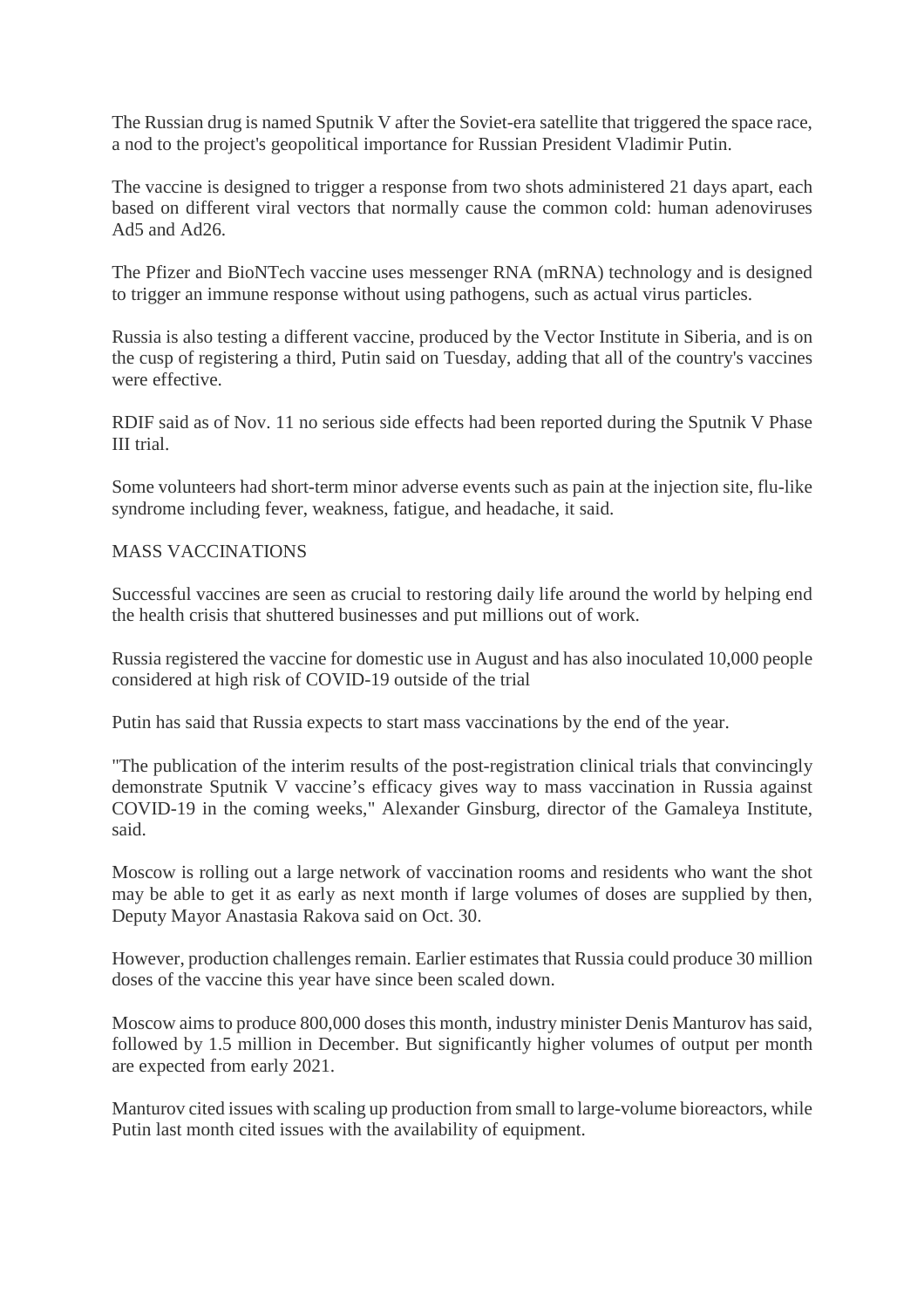The Russian drug is named Sputnik V after the Soviet-era satellite that triggered the space race, a nod to the project's geopolitical importance for Russian President Vladimir Putin.

The vaccine is designed to trigger a response from two shots administered 21 days apart, each based on different viral vectors that normally cause the common cold: human adenoviruses Ad5 and Ad26.

The Pfizer and BioNTech vaccine uses messenger RNA (mRNA) technology and is designed to trigger an immune response without using pathogens, such as actual virus particles.

Russia is also testing a different vaccine, produced by the Vector Institute in Siberia, and is on the cusp of registering a third, Putin said on Tuesday, adding that all of the country's vaccines were effective.

RDIF said as of Nov. 11 no serious side effects had been reported during the Sputnik V Phase III trial.

Some volunteers had short-term minor adverse events such as pain at the injection site, flu-like syndrome including fever, weakness, fatigue, and headache, it said.

## MASS VACCINATIONS

Successful vaccines are seen as crucial to restoring daily life around the world by helping end the health crisis that shuttered businesses and put millions out of work.

Russia registered the vaccine for domestic use in August and has also inoculated 10,000 people considered at high risk of COVID-19 outside of the trial

Putin has said that Russia expects to start mass vaccinations by the end of the year.

"The publication of the interim results of the post-registration clinical trials that convincingly demonstrate Sputnik V vaccine's efficacy gives way to mass vaccination in Russia against COVID-19 in the coming weeks," Alexander Ginsburg, director of the Gamaleya Institute, said.

Moscow is rolling out a large network of vaccination rooms and residents who want the shot may be able to get it as early as next month if large volumes of doses are supplied by then, Deputy Mayor Anastasia Rakova said on Oct. 30.

However, production challenges remain. Earlier estimates that Russia could produce 30 million doses of the vaccine this year have since been scaled down.

Moscow aims to produce 800,000 doses this month, industry minister Denis Manturov has said, followed by 1.5 million in December. But significantly higher volumes of output per month are expected from early 2021.

Manturov cited issues with scaling up production from small to large-volume bioreactors, while Putin last month cited issues with the availability of equipment.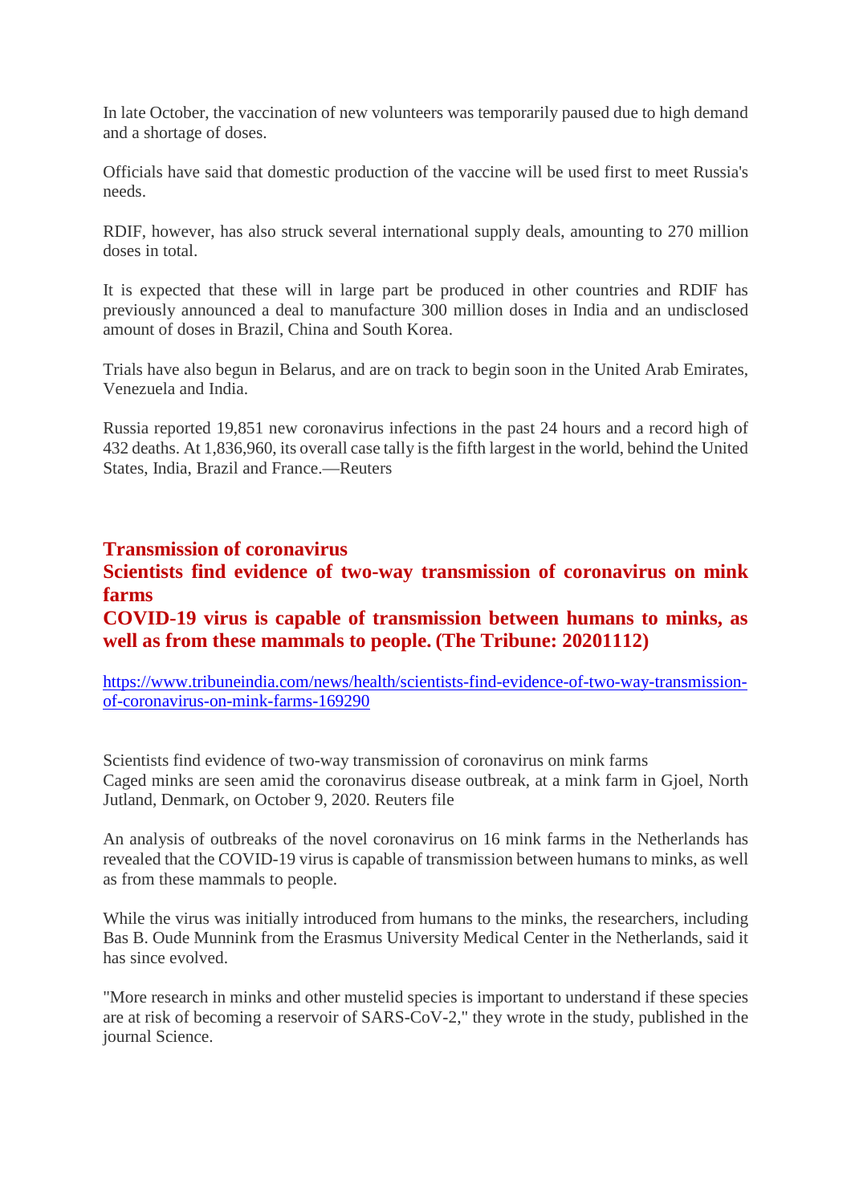In late October, the vaccination of new volunteers was temporarily paused due to high demand and a shortage of doses.

Officials have said that domestic production of the vaccine will be used first to meet Russia's needs.

RDIF, however, has also struck several international supply deals, amounting to 270 million doses in total.

It is expected that these will in large part be produced in other countries and RDIF has previously announced a deal to manufacture 300 million doses in India and an undisclosed amount of doses in Brazil, China and South Korea.

Trials have also begun in Belarus, and are on track to begin soon in the United Arab Emirates, Venezuela and India.

Russia reported 19,851 new coronavirus infections in the past 24 hours and a record high of 432 deaths. At 1,836,960, its overall case tally is the fifth largest in the world, behind the United States, India, Brazil and France.—Reuters

## Transmission of coronavirus

## Scientists find evidence of two-way transmission of coronavirus on mink farms

## COVID-19 virus is capable of transmission between humans to minks, as well as from these mammals to people. (The Tribune: 20201112)

https://www.tribuneindia.com/news/health/scientists-find-evidence-of-two-way-transmission-of-coronavirus-on-mink-farms-169290

Scientists find evidence of two-way transmission of coronavirus on mink farms
Caged minks are seen amid the coronavirus disease outbreak, at a mink farm in Gjoel, North Jutland, Denmark, on October 9, 2020. Reuters file

An analysis of outbreaks of the novel coronavirus on 16 mink farms in the Netherlands has revealed that the COVID-19 virus is capable of transmission between humans to minks, as well as from these mammals to people.

While the virus was initially introduced from humans to the minks, the researchers, including Bas B. Oude Munnink from the Erasmus University Medical Center in the Netherlands, said it has since evolved.

"More research in minks and other mustelid species is important to understand if these species are at risk of becoming a reservoir of SARS-CoV-2," they wrote in the study, published in the journal Science.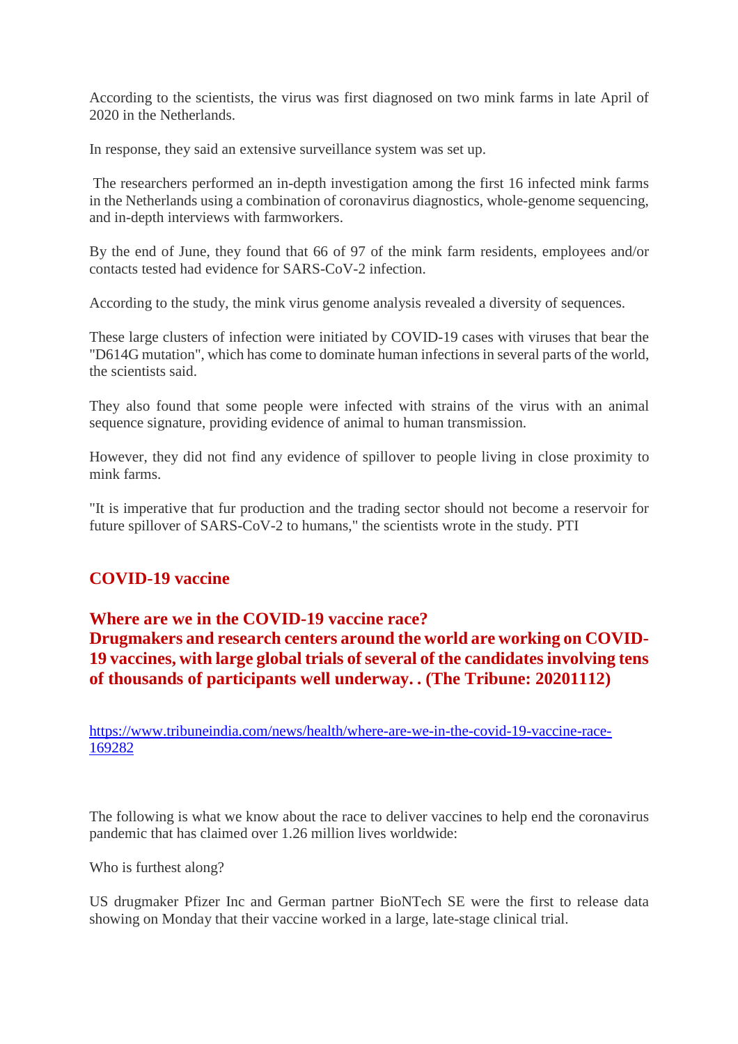According to the scientists, the virus was first diagnosed on two mink farms in late April of 2020 in the Netherlands.

In response, they said an extensive surveillance system was set up.

The researchers performed an in-depth investigation among the first 16 infected mink farms in the Netherlands using a combination of coronavirus diagnostics, whole-genome sequencing, and in-depth interviews with farmworkers.

By the end of June, they found that 66 of 97 of the mink farm residents, employees and/or contacts tested had evidence for SARS-CoV-2 infection.

According to the study, the mink virus genome analysis revealed a diversity of sequences.

These large clusters of infection were initiated by COVID-19 cases with viruses that bear the "D614G mutation", which has come to dominate human infections in several parts of the world, the scientists said.

They also found that some people were infected with strains of the virus with an animal sequence signature, providing evidence of animal to human transmission.

However, they did not find any evidence of spillover to people living in close proximity to mink farms.

"It is imperative that fur production and the trading sector should not become a reservoir for future spillover of SARS-CoV-2 to humans," the scientists wrote in the study. PTI

## COVID-19 vaccine

## Where are we in the COVID-19 vaccine race? Drugmakers and research centers around the world are working on COVID-19 vaccines, with large global trials of several of the candidates involving tens of thousands of participants well underway. . (The Tribune: 20201112)

https://www.tribuneindia.com/news/health/where-are-we-in-the-covid-19-vaccine-race-169282

The following is what we know about the race to deliver vaccines to help end the coronavirus pandemic that has claimed over 1.26 million lives worldwide:

Who is furthest along?

US drugmaker Pfizer Inc and German partner BioNTech SE were the first to release data showing on Monday that their vaccine worked in a large, late-stage clinical trial.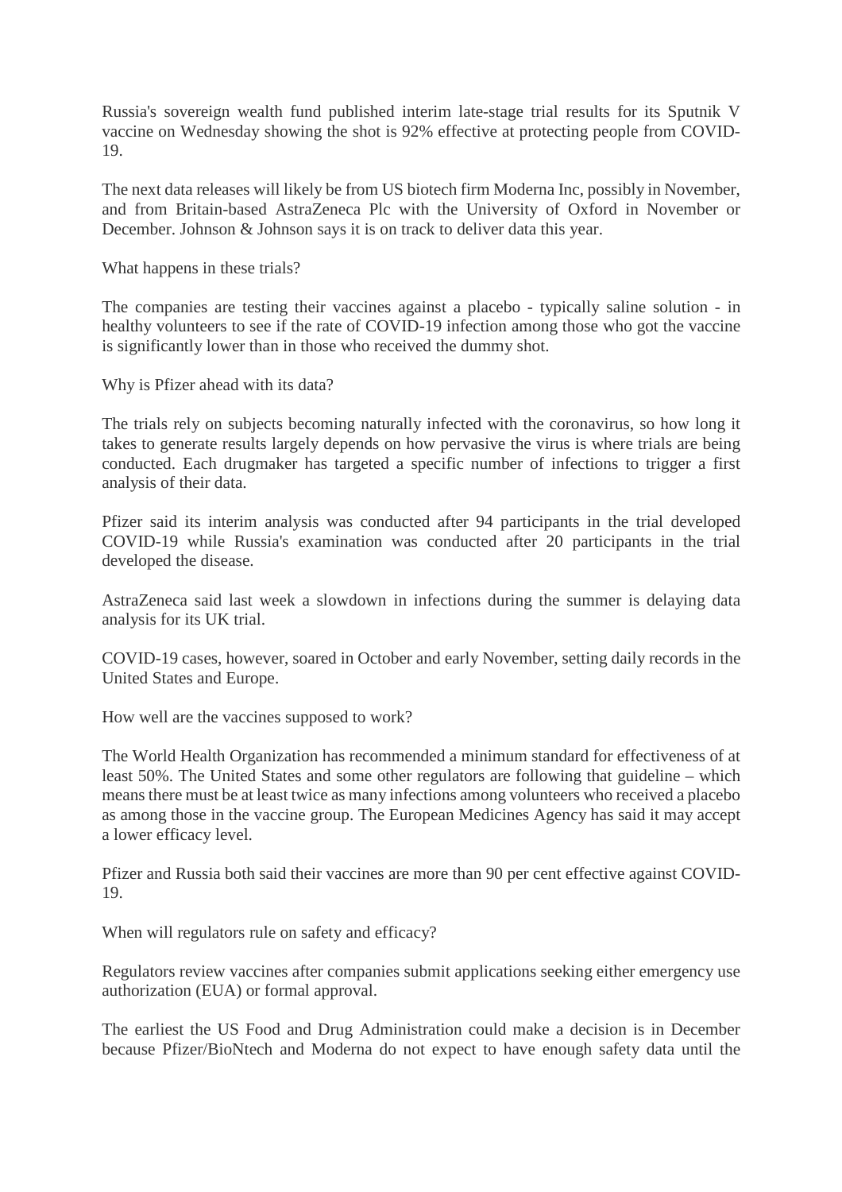Russia's sovereign wealth fund published interim late-stage trial results for its Sputnik V vaccine on Wednesday showing the shot is 92% effective at protecting people from COVID-19.

The next data releases will likely be from US biotech firm Moderna Inc, possibly in November, and from Britain-based AstraZeneca Plc with the University of Oxford in November or December. Johnson & Johnson says it is on track to deliver data this year.

What happens in these trials?

The companies are testing their vaccines against a placebo - typically saline solution - in healthy volunteers to see if the rate of COVID-19 infection among those who got the vaccine is significantly lower than in those who received the dummy shot.

Why is Pfizer ahead with its data?

The trials rely on subjects becoming naturally infected with the coronavirus, so how long it takes to generate results largely depends on how pervasive the virus is where trials are being conducted. Each drugmaker has targeted a specific number of infections to trigger a first analysis of their data.

Pfizer said its interim analysis was conducted after 94 participants in the trial developed COVID-19 while Russia's examination was conducted after 20 participants in the trial developed the disease.

AstraZeneca said last week a slowdown in infections during the summer is delaying data analysis for its UK trial.

COVID-19 cases, however, soared in October and early November, setting daily records in the United States and Europe.

How well are the vaccines supposed to work?

The World Health Organization has recommended a minimum standard for effectiveness of at least 50%. The United States and some other regulators are following that guideline – which means there must be at least twice as many infections among volunteers who received a placebo as among those in the vaccine group. The European Medicines Agency has said it may accept a lower efficacy level.

Pfizer and Russia both said their vaccines are more than 90 per cent effective against COVID-19.

When will regulators rule on safety and efficacy?

Regulators review vaccines after companies submit applications seeking either emergency use authorization (EUA) or formal approval.

The earliest the US Food and Drug Administration could make a decision is in December because Pfizer/BioNtech and Moderna do not expect to have enough safety data until the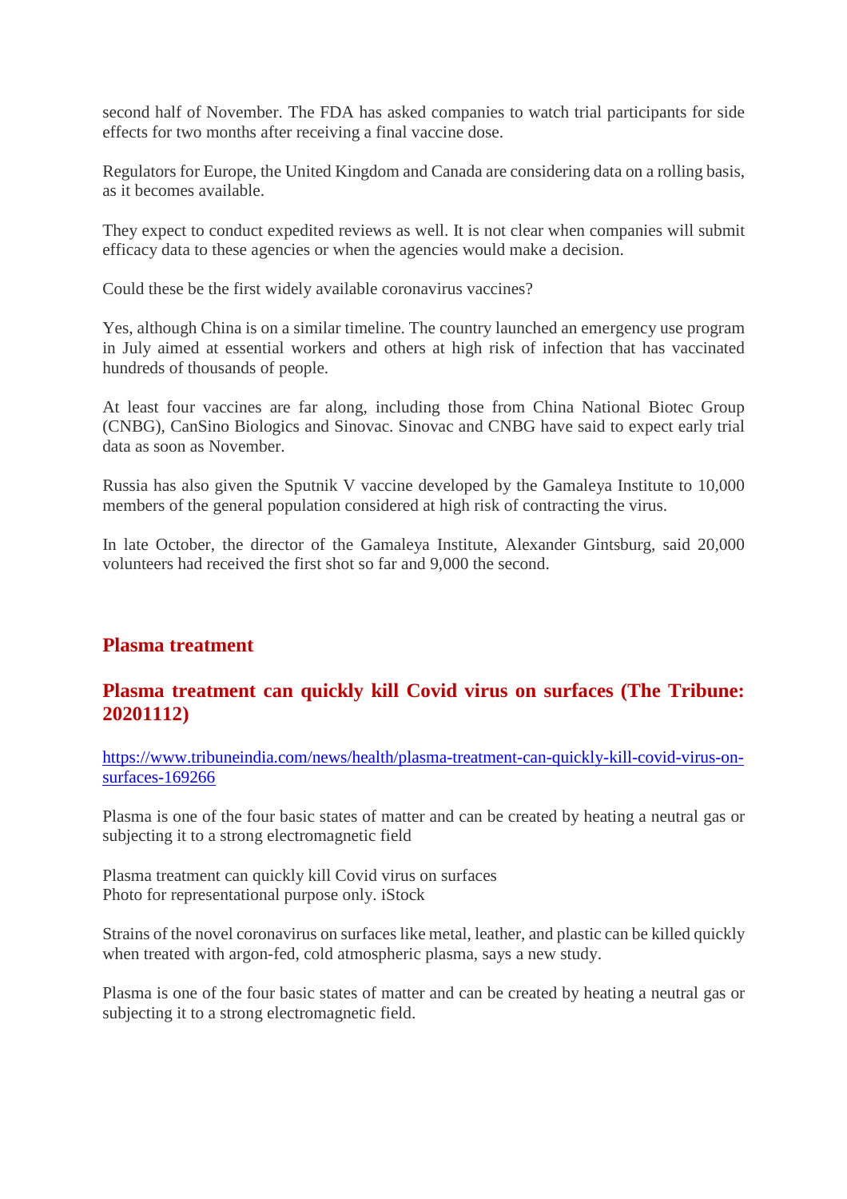second half of November. The FDA has asked companies to watch trial participants for side effects for two months after receiving a final vaccine dose.

Regulators for Europe, the United Kingdom and Canada are considering data on a rolling basis, as it becomes available.

They expect to conduct expedited reviews as well. It is not clear when companies will submit efficacy data to these agencies or when the agencies would make a decision.

Could these be the first widely available coronavirus vaccines?

Yes, although China is on a similar timeline. The country launched an emergency use program in July aimed at essential workers and others at high risk of infection that has vaccinated hundreds of thousands of people.

At least four vaccines are far along, including those from China National Biotec Group (CNBG), CanSino Biologics and Sinovac. Sinovac and CNBG have said to expect early trial data as soon as November.

Russia has also given the Sputnik V vaccine developed by the Gamaleya Institute to 10,000 members of the general population considered at high risk of contracting the virus.

In late October, the director of the Gamaleya Institute, Alexander Gintsburg, said 20,000 volunteers had received the first shot so far and 9,000 the second.

## Plasma treatment

## Plasma treatment can quickly kill Covid virus on surfaces (The Tribune: 20201112)

https://www.tribuneindia.com/news/health/plasma-treatment-can-quickly-kill-covid-virus-on-surfaces-169266

Plasma is one of the four basic states of matter and can be created by heating a neutral gas or subjecting it to a strong electromagnetic field

Plasma treatment can quickly kill Covid virus on surfaces
Photo for representational purpose only. iStock

Strains of the novel coronavirus on surfaces like metal, leather, and plastic can be killed quickly when treated with argon-fed, cold atmospheric plasma, says a new study.

Plasma is one of the four basic states of matter and can be created by heating a neutral gas or subjecting it to a strong electromagnetic field.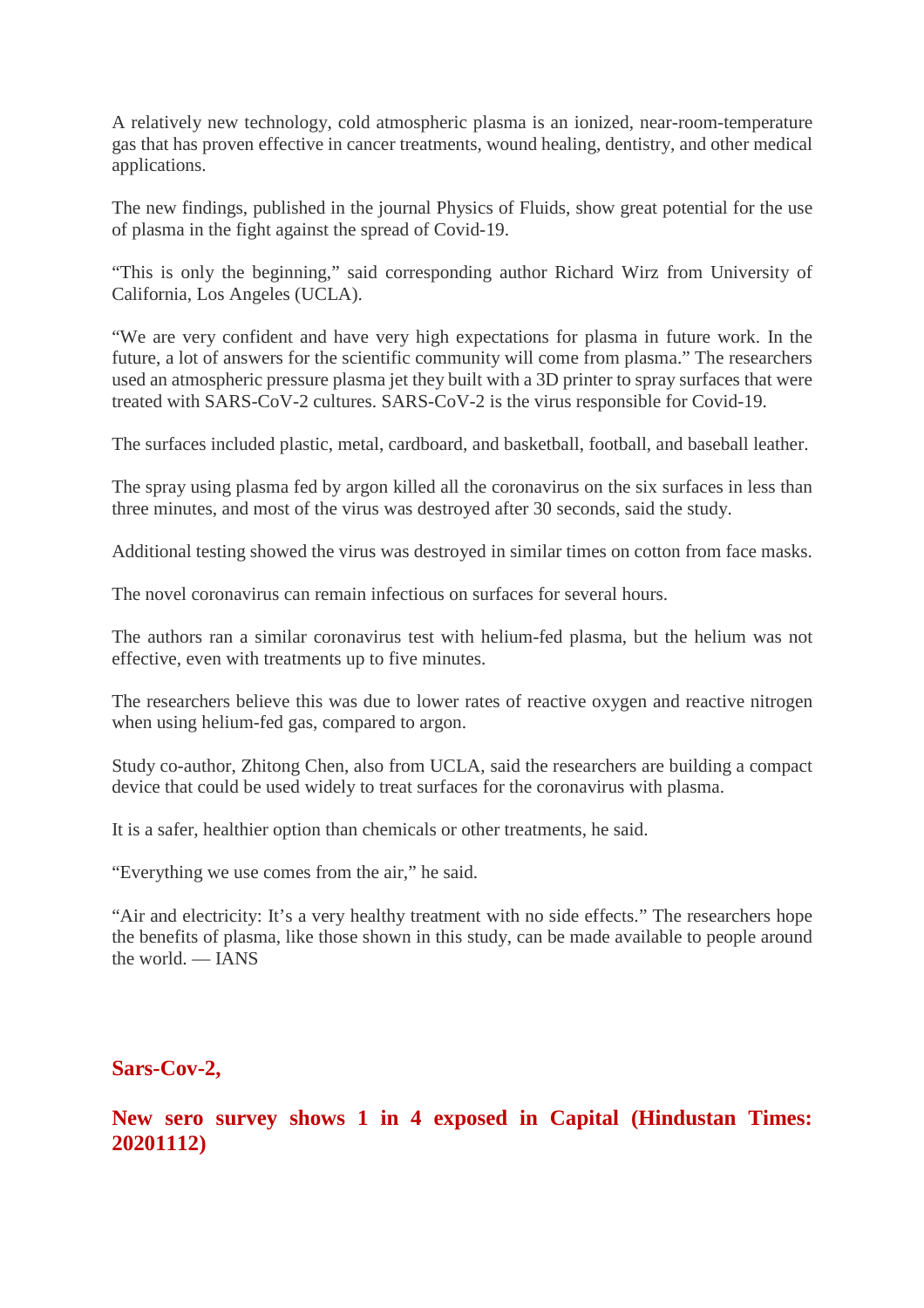A relatively new technology, cold atmospheric plasma is an ionized, near-room-temperature gas that has proven effective in cancer treatments, wound healing, dentistry, and other medical applications.

The new findings, published in the journal Physics of Fluids, show great potential for the use of plasma in the fight against the spread of Covid-19.

“This is only the beginning,” said corresponding author Richard Wirz from University of California, Los Angeles (UCLA).

“We are very confident and have very high expectations for plasma in future work. In the future, a lot of answers for the scientific community will come from plasma.” The researchers used an atmospheric pressure plasma jet they built with a 3D printer to spray surfaces that were treated with SARS-CoV-2 cultures. SARS-CoV-2 is the virus responsible for Covid-19.

The surfaces included plastic, metal, cardboard, and basketball, football, and baseball leather.

The spray using plasma fed by argon killed all the coronavirus on the six surfaces in less than three minutes, and most of the virus was destroyed after 30 seconds, said the study.

Additional testing showed the virus was destroyed in similar times on cotton from face masks.

The novel coronavirus can remain infectious on surfaces for several hours.

The authors ran a similar coronavirus test with helium-fed plasma, but the helium was not effective, even with treatments up to five minutes.

The researchers believe this was due to lower rates of reactive oxygen and reactive nitrogen when using helium-fed gas, compared to argon.

Study co-author, Zhitong Chen, also from UCLA, said the researchers are building a compact device that could be used widely to treat surfaces for the coronavirus with plasma.

It is a safer, healthier option than chemicals or other treatments, he said.

“Everything we use comes from the air,” he said.

“Air and electricity: It’s a very healthy treatment with no side effects.” The researchers hope the benefits of plasma, like those shown in this study, can be made available to people around the world. — IANS

**Sars-Cov-2,**

**New sero survey shows 1 in 4 exposed in Capital (Hindustan Times: 20201112)**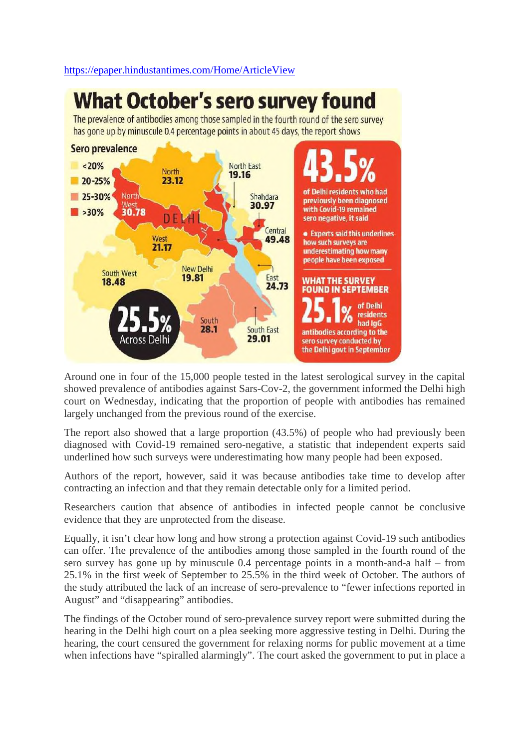https://epaper.hindustantimes.com/Home/ArticleView

# What October's sero survey found

The prevalence of antibodies among those sampled in the fourth round of the sero survey has gone up by minuscule 0.4 percentage points in about 45 days, the report shows

**Sero prevalence**

- <20%
- 20-25%
- 25-30%
- >30%

| District | Sero prevalence |
| --- | --- |
| North | 23.12 |
| North East | 19.16 |
| North West | 30.78 |
| Shahdara | 30.97 |
| Central | 49.48 |
| West | 21.17 |
| New Delhi | 19.81 |
| East | 24.73 |
| South West | 18.48 |
| South | 28.1 |
| South East | 29.01 |

**25.5%** Across Delhi

**43.5%** of Delhi residents who had previously been diagnosed with Covid-19 remained sero negative, it said

- Experts said this underlines how such surveys are underestimating how many people have been exposed

**WHAT THE SURVEY FOUND IN SEPTEMBER**

**25.1%** of Delhi residents had IgG antibodies according to the sero survey conducted by the Delhi govt in September

Around one in four of the 15,000 people tested in the latest serological survey in the capital showed prevalence of antibodies against Sars-Cov-2, the government informed the Delhi high court on Wednesday, indicating that the proportion of people with antibodies has remained largely unchanged from the previous round of the exercise.

The report also showed that a large proportion (43.5%) of people who had previously been diagnosed with Covid-19 remained sero-negative, a statistic that independent experts said underlined how such surveys were underestimating how many people had been exposed.

Authors of the report, however, said it was because antibodies take time to develop after contracting an infection and that they remain detectable only for a limited period.

Researchers caution that absence of antibodies in infected people cannot be conclusive evidence that they are unprotected from the disease.

Equally, it isn't clear how long and how strong a protection against Covid-19 such antibodies can offer. The prevalence of the antibodies among those sampled in the fourth round of the sero survey has gone up by minuscule 0.4 percentage points in a month-and-a half – from 25.1% in the first week of September to 25.5% in the third week of October. The authors of the study attributed the lack of an increase of sero-prevalence to "fewer infections reported in August" and "disappearing" antibodies.

The findings of the October round of sero-prevalence survey report were submitted during the hearing in the Delhi high court on a plea seeking more aggressive testing in Delhi. During the hearing, the court censured the government for relaxing norms for public movement at a time when infections have "spiralled alarmingly". The court asked the government to put in place a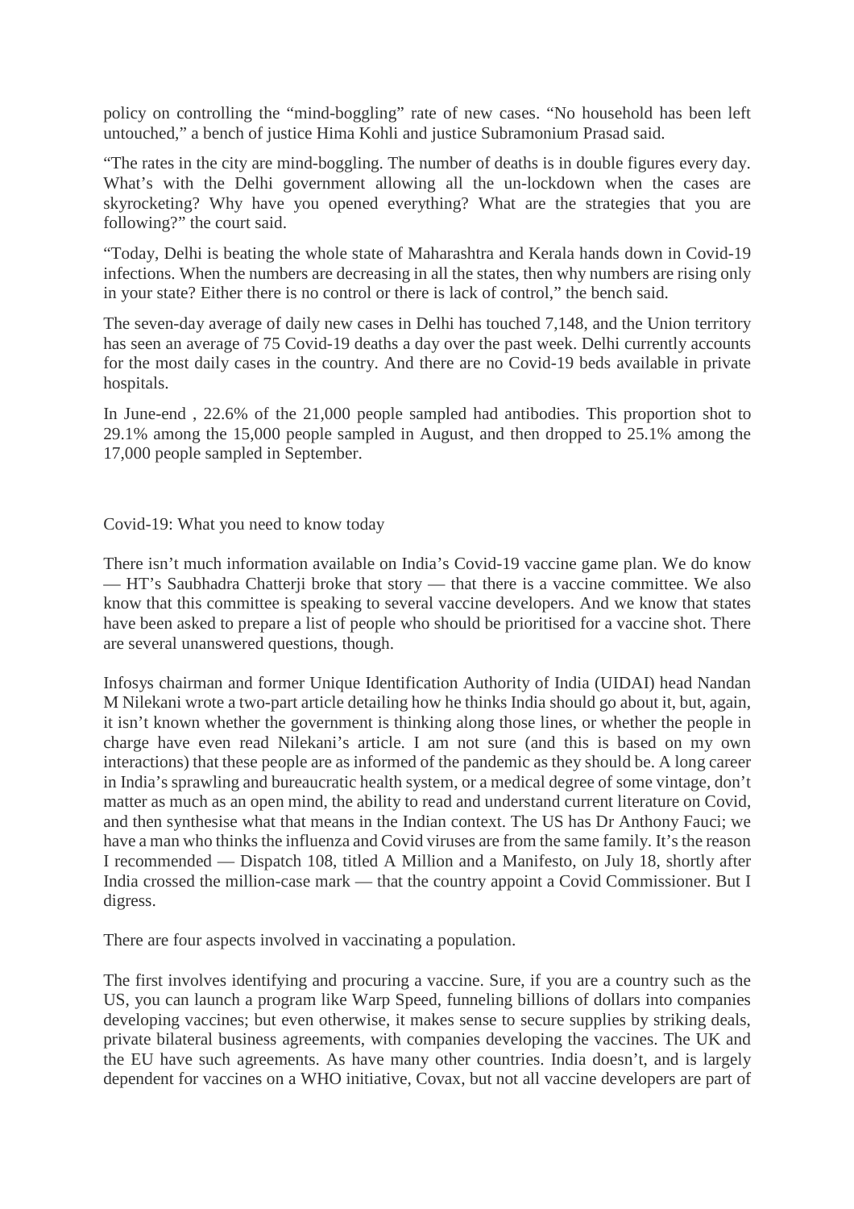policy on controlling the "mind-boggling" rate of new cases. "No household has been left untouched," a bench of justice Hima Kohli and justice Subramonium Prasad said.

"The rates in the city are mind-boggling. The number of deaths is in double figures every day. What's with the Delhi government allowing all the un-lockdown when the cases are skyrocketing? Why have you opened everything? What are the strategies that you are following?" the court said.

"Today, Delhi is beating the whole state of Maharashtra and Kerala hands down in Covid-19 infections. When the numbers are decreasing in all the states, then why numbers are rising only in your state? Either there is no control or there is lack of control," the bench said.

The seven-day average of daily new cases in Delhi has touched 7,148, and the Union territory has seen an average of 75 Covid-19 deaths a day over the past week. Delhi currently accounts for the most daily cases in the country. And there are no Covid-19 beds available in private hospitals.

In June-end , 22.6% of the 21,000 people sampled had antibodies. This proportion shot to 29.1% among the 15,000 people sampled in August, and then dropped to 25.1% among the 17,000 people sampled in September.

Covid-19: What you need to know today

There isn't much information available on India's Covid-19 vaccine game plan. We do know — HT's Saubhadra Chatterji broke that story — that there is a vaccine committee. We also know that this committee is speaking to several vaccine developers. And we know that states have been asked to prepare a list of people who should be prioritised for a vaccine shot. There are several unanswered questions, though.

Infosys chairman and former Unique Identification Authority of India (UIDAI) head Nandan M Nilekani wrote a two-part article detailing how he thinks India should go about it, but, again, it isn't known whether the government is thinking along those lines, or whether the people in charge have even read Nilekani's article. I am not sure (and this is based on my own interactions) that these people are as informed of the pandemic as they should be. A long career in India's sprawling and bureaucratic health system, or a medical degree of some vintage, don't matter as much as an open mind, the ability to read and understand current literature on Covid, and then synthesise what that means in the Indian context. The US has Dr Anthony Fauci; we have a man who thinks the influenza and Covid viruses are from the same family. It's the reason I recommended — Dispatch 108, titled A Million and a Manifesto, on July 18, shortly after India crossed the million-case mark — that the country appoint a Covid Commissioner. But I digress.

There are four aspects involved in vaccinating a population.

The first involves identifying and procuring a vaccine. Sure, if you are a country such as the US, you can launch a program like Warp Speed, funneling billions of dollars into companies developing vaccines; but even otherwise, it makes sense to secure supplies by striking deals, private bilateral business agreements, with companies developing the vaccines. The UK and the EU have such agreements. As have many other countries. India doesn't, and is largely dependent for vaccines on a WHO initiative, Covax, but not all vaccine developers are part of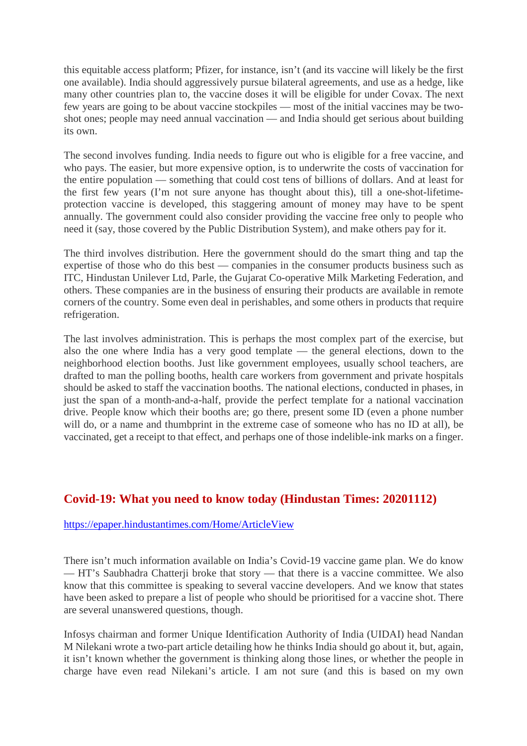this equitable access platform; Pfizer, for instance, isn't (and its vaccine will likely be the first one available). India should aggressively pursue bilateral agreements, and use as a hedge, like many other countries plan to, the vaccine doses it will be eligible for under Covax. The next few years are going to be about vaccine stockpiles — most of the initial vaccines may be two-shot ones; people may need annual vaccination — and India should get serious about building its own.

The second involves funding. India needs to figure out who is eligible for a free vaccine, and who pays. The easier, but more expensive option, is to underwrite the costs of vaccination for the entire population — something that could cost tens of billions of dollars. And at least for the first few years (I'm not sure anyone has thought about this), till a one-shot-lifetime-protection vaccine is developed, this staggering amount of money may have to be spent annually. The government could also consider providing the vaccine free only to people who need it (say, those covered by the Public Distribution System), and make others pay for it.

The third involves distribution. Here the government should do the smart thing and tap the expertise of those who do this best — companies in the consumer products business such as ITC, Hindustan Unilever Ltd, Parle, the Gujarat Co-operative Milk Marketing Federation, and others. These companies are in the business of ensuring their products are available in remote corners of the country. Some even deal in perishables, and some others in products that require refrigeration.

The last involves administration. This is perhaps the most complex part of the exercise, but also the one where India has a very good template — the general elections, down to the neighborhood election booths. Just like government employees, usually school teachers, are drafted to man the polling booths, health care workers from government and private hospitals should be asked to staff the vaccination booths. The national elections, conducted in phases, in just the span of a month-and-a-half, provide the perfect template for a national vaccination drive. People know which their booths are; go there, present some ID (even a phone number will do, or a name and thumbprint in the extreme case of someone who has no ID at all), be vaccinated, get a receipt to that effect, and perhaps one of those indelible-ink marks on a finger.

## Covid-19: What you need to know today (Hindustan Times: 20201112)

https://epaper.hindustantimes.com/Home/ArticleView

There isn't much information available on India's Covid-19 vaccine game plan. We do know — HT's Saubhadra Chatterji broke that story — that there is a vaccine committee. We also know that this committee is speaking to several vaccine developers. And we know that states have been asked to prepare a list of people who should be prioritised for a vaccine shot. There are several unanswered questions, though.

Infosys chairman and former Unique Identification Authority of India (UIDAI) head Nandan M Nilekani wrote a two-part article detailing how he thinks India should go about it, but, again, it isn't known whether the government is thinking along those lines, or whether the people in charge have even read Nilekani's article. I am not sure (and this is based on my own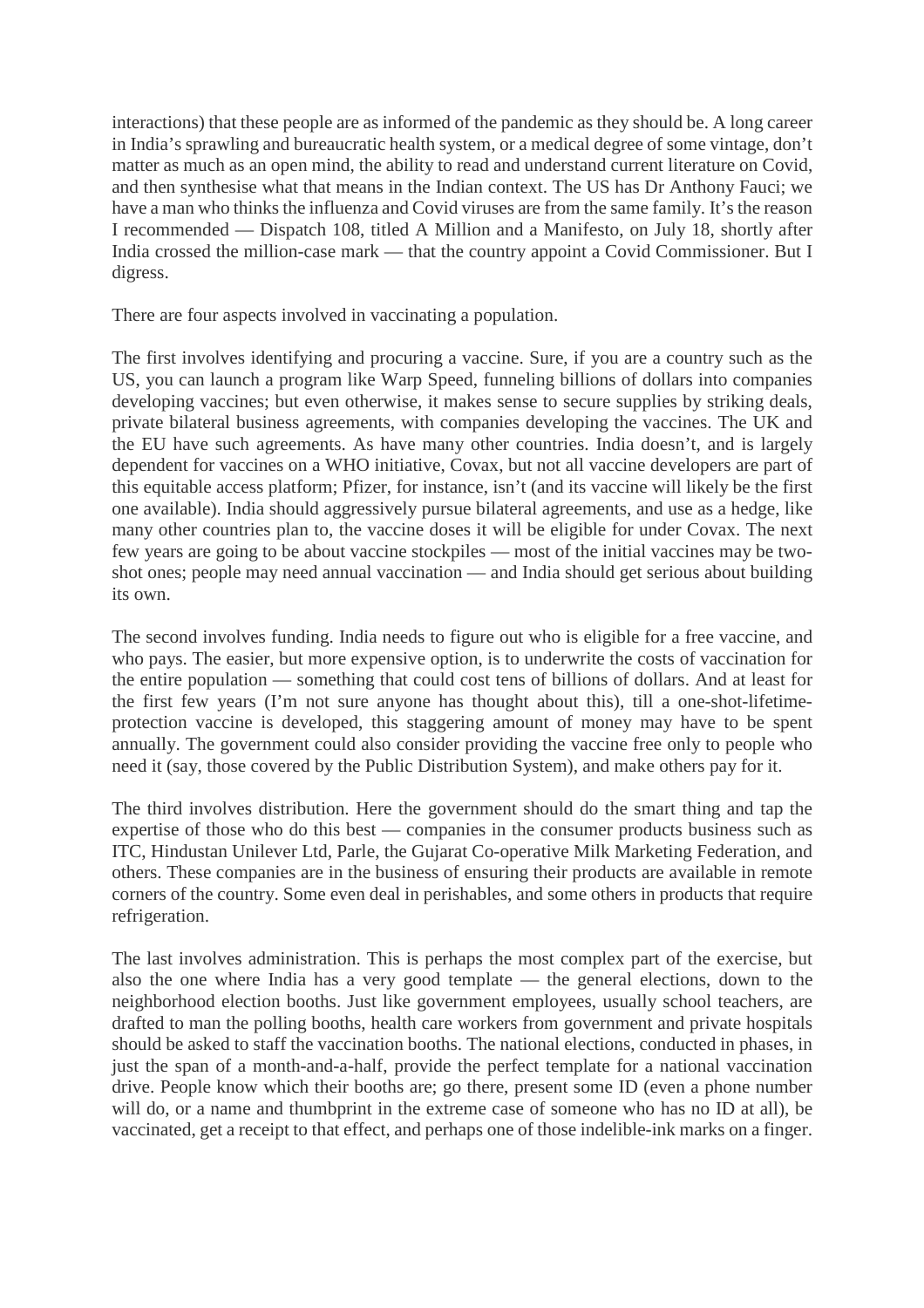interactions) that these people are as informed of the pandemic as they should be. A long career in India's sprawling and bureaucratic health system, or a medical degree of some vintage, don't matter as much as an open mind, the ability to read and understand current literature on Covid, and then synthesise what that means in the Indian context. The US has Dr Anthony Fauci; we have a man who thinks the influenza and Covid viruses are from the same family. It's the reason I recommended — Dispatch 108, titled A Million and a Manifesto, on July 18, shortly after India crossed the million-case mark — that the country appoint a Covid Commissioner. But I digress.

There are four aspects involved in vaccinating a population.

The first involves identifying and procuring a vaccine. Sure, if you are a country such as the US, you can launch a program like Warp Speed, funneling billions of dollars into companies developing vaccines; but even otherwise, it makes sense to secure supplies by striking deals, private bilateral business agreements, with companies developing the vaccines. The UK and the EU have such agreements. As have many other countries. India doesn't, and is largely dependent for vaccines on a WHO initiative, Covax, but not all vaccine developers are part of this equitable access platform; Pfizer, for instance, isn't (and its vaccine will likely be the first one available). India should aggressively pursue bilateral agreements, and use as a hedge, like many other countries plan to, the vaccine doses it will be eligible for under Covax. The next few years are going to be about vaccine stockpiles — most of the initial vaccines may be two-shot ones; people may need annual vaccination — and India should get serious about building its own.

The second involves funding. India needs to figure out who is eligible for a free vaccine, and who pays. The easier, but more expensive option, is to underwrite the costs of vaccination for the entire population — something that could cost tens of billions of dollars. And at least for the first few years (I'm not sure anyone has thought about this), till a one-shot-lifetime-protection vaccine is developed, this staggering amount of money may have to be spent annually. The government could also consider providing the vaccine free only to people who need it (say, those covered by the Public Distribution System), and make others pay for it.

The third involves distribution. Here the government should do the smart thing and tap the expertise of those who do this best — companies in the consumer products business such as ITC, Hindustan Unilever Ltd, Parle, the Gujarat Co-operative Milk Marketing Federation, and others. These companies are in the business of ensuring their products are available in remote corners of the country. Some even deal in perishables, and some others in products that require refrigeration.

The last involves administration. This is perhaps the most complex part of the exercise, but also the one where India has a very good template — the general elections, down to the neighborhood election booths. Just like government employees, usually school teachers, are drafted to man the polling booths, health care workers from government and private hospitals should be asked to staff the vaccination booths. The national elections, conducted in phases, in just the span of a month-and-a-half, provide the perfect template for a national vaccination drive. People know which their booths are; go there, present some ID (even a phone number will do, or a name and thumbprint in the extreme case of someone who has no ID at all), be vaccinated, get a receipt to that effect, and perhaps one of those indelible-ink marks on a finger.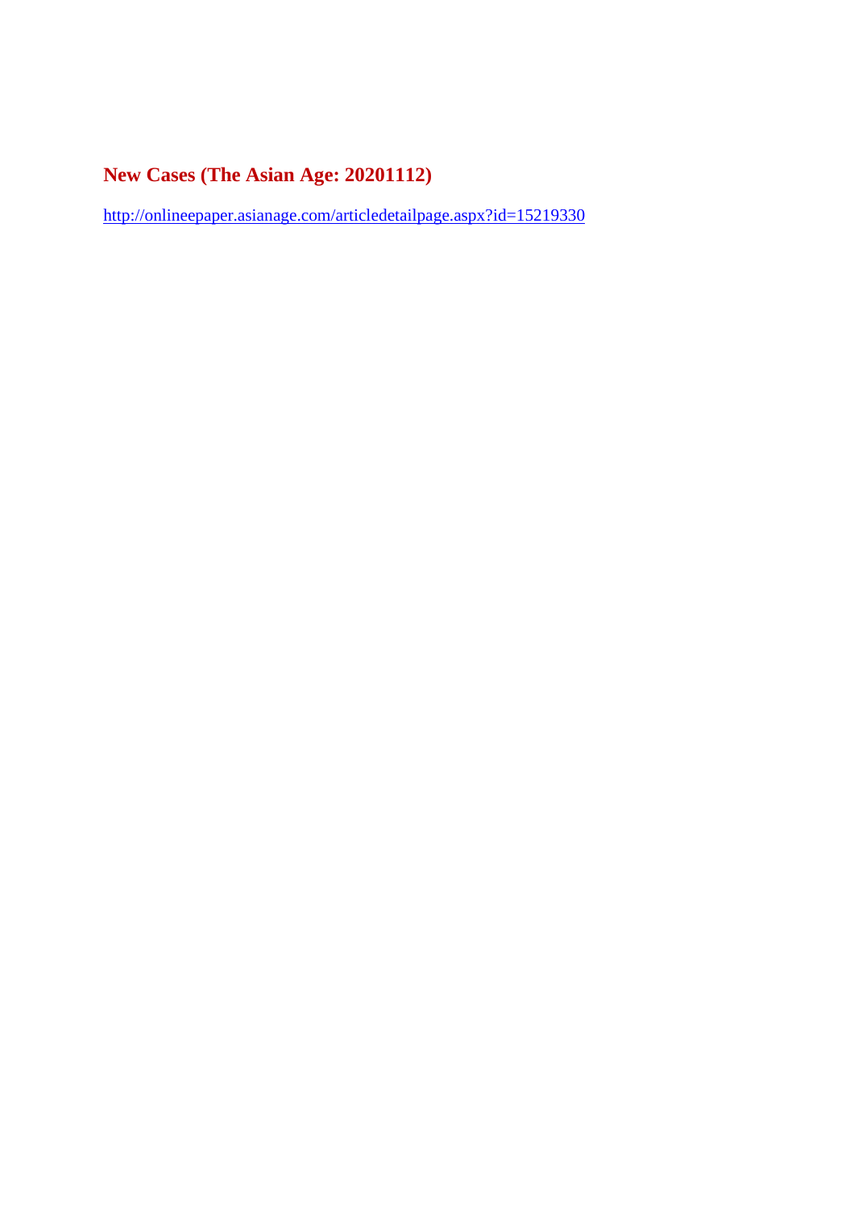## New Cases (The Asian Age: 20201112)

http://onlineepaper.asianage.com/articledetailpage.aspx?id=15219330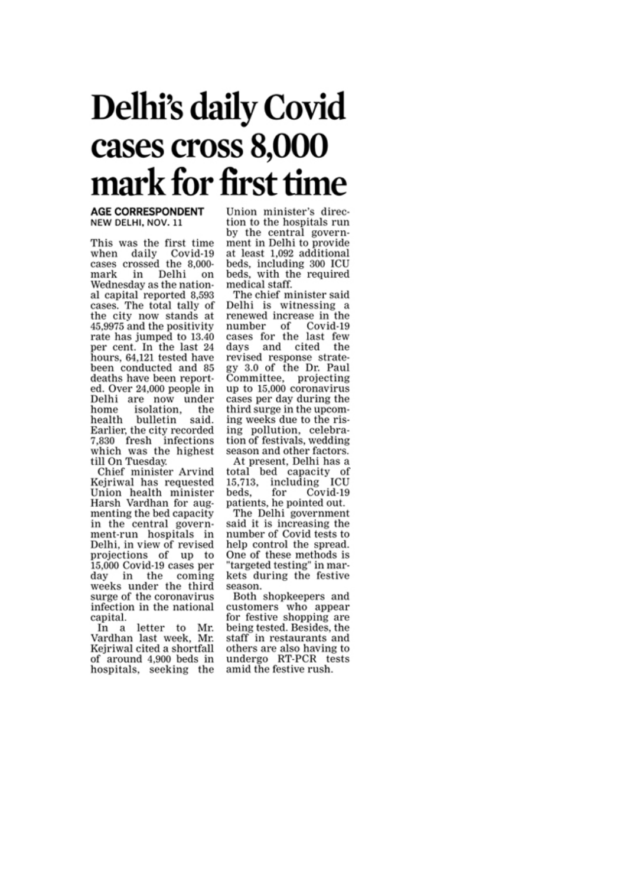# Delhi's daily Covid cases cross 8,000 mark for first time

**AGE CORRESPONDENT**
**NEW DELHI, NOV. 11**

This was the first time when daily Covid-19 cases crossed the 8,000-mark in Delhi on Wednesday as the national capital reported 8,593 cases. The total tally of the city now stands at 45,9975 and the positivity rate has jumped to 13.40 per cent. In the last 24 hours, 64,121 tested have been conducted and 85 deaths have been reported. Over 24,000 people in Delhi are now under home isolation, the health bulletin said. Earlier, the city recorded 7,830 fresh infections which was the highest till On Tuesday.

Chief minister Arvind Kejriwal has requested Union health minister Harsh Vardhan for augmenting the bed capacity in the central government-run hospitals in Delhi, in view of revised projections of up to 15,000 Covid-19 cases per day in the coming weeks under the third surge of the coronavirus infection in the national capital.

In a letter to Mr. Vardhan last week, Mr. Kejriwal cited a shortfall of around 4,900 beds in hospitals, seeking the Union minister's direction to the hospitals run by the central government in Delhi to provide at least 1,092 additional beds, including 300 ICU beds, with the required medical staff.

The chief minister said Delhi is witnessing a renewed increase in the number of Covid-19 cases for the last few days and cited the revised response strategy 3.0 of the Dr. Paul Committee, projecting up to 15,000 coronavirus cases per day during the third surge in the upcoming weeks due to the rising pollution, celebration of festivals, wedding season and other factors.

At present, Delhi has a total bed capacity of 15,713, including ICU beds, for Covid-19 patients, he pointed out.

The Delhi government said it is increasing the number of Covid tests to help control the spread. One of these methods is "targeted testing" in markets during the festive season.

Both shopkeepers and customers who appear for festive shopping are being tested. Besides, the staff in restaurants and others are also having to undergo RT-PCR tests amid the festive rush.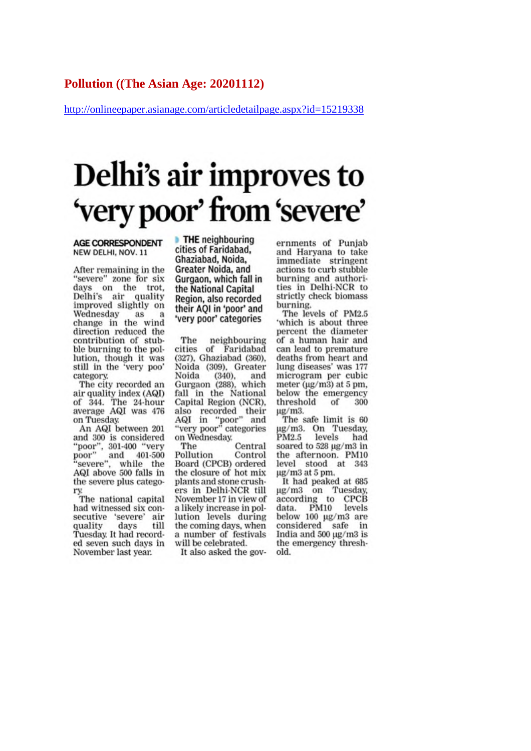**Pollution ((The Asian Age: 20201112)**

http://onlineepaper.asianage.com/articledetailpage.aspx?id=15219338

# Delhi's air improves to 'very poor' from 'severe'

**AGE CORRESPONDENT**
**NEW DELHI, NOV. 11**

After remaining in the "severe" zone for six days on the trot, Delhi's air quality improved slightly on Wednesday as a change in the wind direction reduced the contribution of stubble burning to the pollution, though it was still in the 'very poo' category.

The city recorded an air quality index (AQI) of 344. The 24-hour average AQI was 476 on Tuesday.

An AQI between 201 and 300 is considered "poor", 301-400 "very poor" and 401-500 "severe", while the AQI above 500 falls in the severe plus category.

The national capital had witnessed six consecutive 'severe' air quality days till Tuesday. It had recorded seven such days in November last year.

**THE neighbouring cities of Faridabad, Ghaziabad, Noida, Greater Noida, and Gurgaon, which fall in the National Capital Region, also recorded their AQI in 'poor' and 'very poor' categories**

The neighbouring cities of Faridabad (327), Ghaziabad (360), Noida (309), Greater Noida (340), and Gurgaon (288), which fall in the National Capital Region (NCR), also recorded their AQI in "poor" and "very poor" categories on Wednesday.

The Central Pollution Control Board (CPCB) ordered the closure of hot mix plants and stone crushers in Delhi-NCR till November 17 in view of a likely increase in pollution levels during the coming days, when a number of festivals will be celebrated.

It also asked the governments of Punjab and Haryana to take immediate stringent actions to curb stubble burning and authorities in Delhi-NCR to strictly check biomass burning.

The levels of PM2.5 'which is about three percent the diameter of a human hair and can lead to premature deaths from heart and lung diseases' was 177 microgram per cubic meter (µg/m3) at 5 pm, below the emergency threshold of 300 µg/m3.

The safe limit is 60 µg/m3. On Tuesday, PM2.5 levels had soared to 528 µg/m3 in the afternoon. PM10 level stood at 343 µg/m3 at 5 pm.

It had peaked at 685 µg/m3 on Tuesday, according to CPCB data. PM10 levels below 100 µg/m3 are considered safe in India and 500 µg/m3 is the emergency threshold.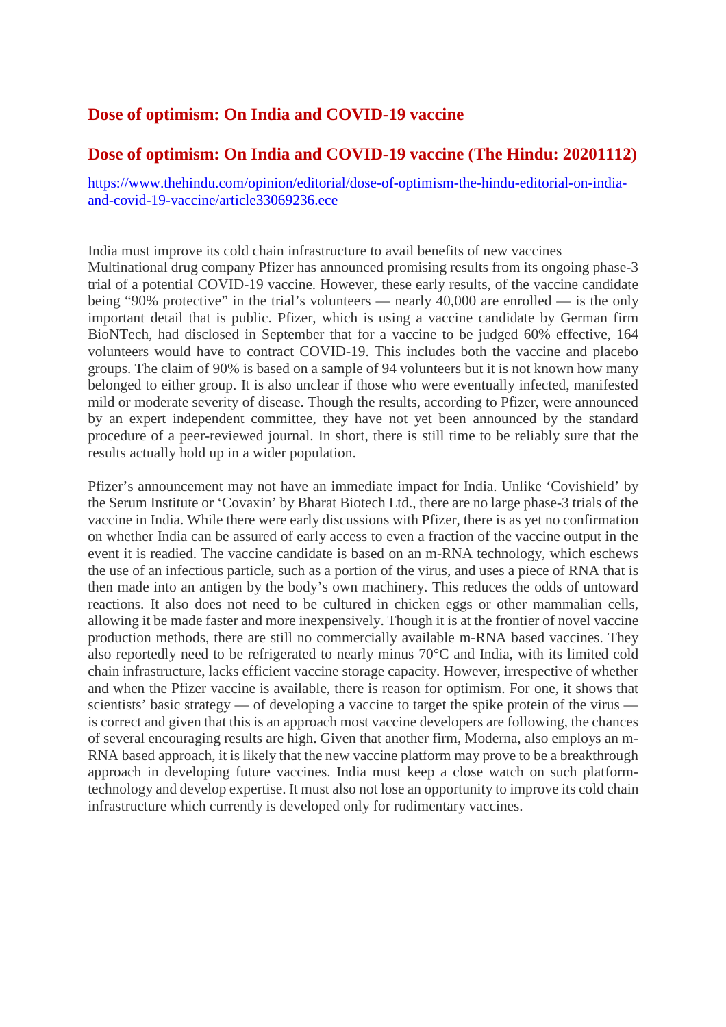## Dose of optimism: On India and COVID-19 vaccine

## Dose of optimism: On India and COVID-19 vaccine (The Hindu: 20201112)

[https://www.thehindu.com/opinion/editorial/dose-of-optimism-the-hindu-editorial-on-india-and-covid-19-vaccine/article33069236.ece](https://www.thehindu.com/opinion/editorial/dose-of-optimism-the-hindu-editorial-on-india-and-covid-19-vaccine/article33069236.ece)

India must improve its cold chain infrastructure to avail benefits of new vaccines
Multinational drug company Pfizer has announced promising results from its ongoing phase-3 trial of a potential COVID-19 vaccine. However, these early results, of the vaccine candidate being "90% protective" in the trial's volunteers — nearly 40,000 are enrolled — is the only important detail that is public. Pfizer, which is using a vaccine candidate by German firm BioNTech, had disclosed in September that for a vaccine to be judged 60% effective, 164 volunteers would have to contract COVID-19. This includes both the vaccine and placebo groups. The claim of 90% is based on a sample of 94 volunteers but it is not known how many belonged to either group. It is also unclear if those who were eventually infected, manifested mild or moderate severity of disease. Though the results, according to Pfizer, were announced by an expert independent committee, they have not yet been announced by the standard procedure of a peer-reviewed journal. In short, there is still time to be reliably sure that the results actually hold up in a wider population.

Pfizer's announcement may not have an immediate impact for India. Unlike 'Covishield' by the Serum Institute or 'Covaxin' by Bharat Biotech Ltd., there are no large phase-3 trials of the vaccine in India. While there were early discussions with Pfizer, there is as yet no confirmation on whether India can be assured of early access to even a fraction of the vaccine output in the event it is readied. The vaccine candidate is based on an m-RNA technology, which eschews the use of an infectious particle, such as a portion of the virus, and uses a piece of RNA that is then made into an antigen by the body's own machinery. This reduces the odds of untoward reactions. It also does not need to be cultured in chicken eggs or other mammalian cells, allowing it be made faster and more inexpensively. Though it is at the frontier of novel vaccine production methods, there are still no commercially available m-RNA based vaccines. They also reportedly need to be refrigerated to nearly minus 70°C and India, with its limited cold chain infrastructure, lacks efficient vaccine storage capacity. However, irrespective of whether and when the Pfizer vaccine is available, there is reason for optimism. For one, it shows that scientists' basic strategy — of developing a vaccine to target the spike protein of the virus — is correct and given that this is an approach most vaccine developers are following, the chances of several encouraging results are high. Given that another firm, Moderna, also employs an m-RNA based approach, it is likely that the new vaccine platform may prove to be a breakthrough approach in developing future vaccines. India must keep a close watch on such platform-technology and develop expertise. It must also not lose an opportunity to improve its cold chain infrastructure which currently is developed only for rudimentary vaccines.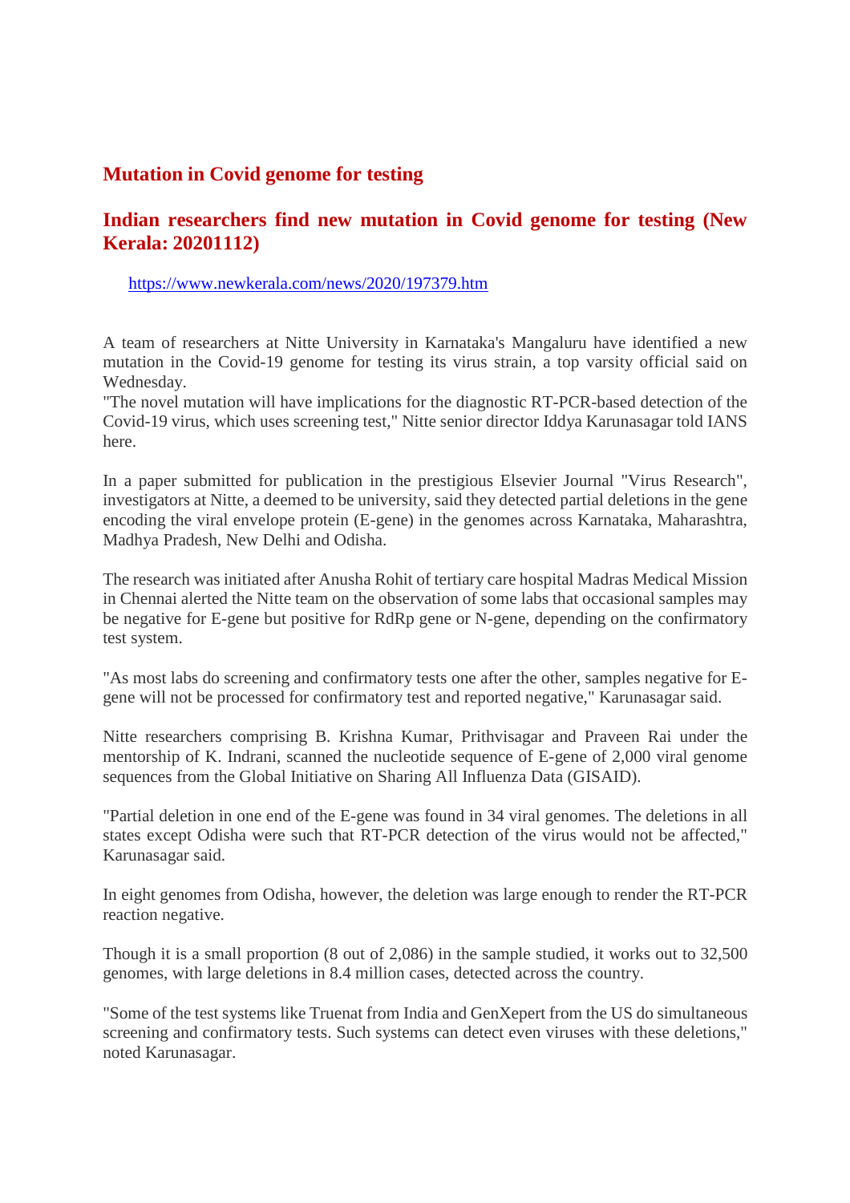## Mutation in Covid genome for testing

## Indian researchers find new mutation in Covid genome for testing (New Kerala: 20201112)

https://www.newkerala.com/news/2020/197379.htm

A team of researchers at Nitte University in Karnataka's Mangaluru have identified a new mutation in the Covid-19 genome for testing its virus strain, a top varsity official said on Wednesday.
"The novel mutation will have implications for the diagnostic RT-PCR-based detection of the Covid-19 virus, which uses screening test," Nitte senior director Iddya Karunasagar told IANS here.

In a paper submitted for publication in the prestigious Elsevier Journal "Virus Research", investigators at Nitte, a deemed to be university, said they detected partial deletions in the gene encoding the viral envelope protein (E-gene) in the genomes across Karnataka, Maharashtra, Madhya Pradesh, New Delhi and Odisha.

The research was initiated after Anusha Rohit of tertiary care hospital Madras Medical Mission in Chennai alerted the Nitte team on the observation of some labs that occasional samples may be negative for E-gene but positive for RdRp gene or N-gene, depending on the confirmatory test system.

"As most labs do screening and confirmatory tests one after the other, samples negative for E-gene will not be processed for confirmatory test and reported negative," Karunasagar said.

Nitte researchers comprising B. Krishna Kumar, Prithvisagar and Praveen Rai under the mentorship of K. Indrani, scanned the nucleotide sequence of E-gene of 2,000 viral genome sequences from the Global Initiative on Sharing All Influenza Data (GISAID).

"Partial deletion in one end of the E-gene was found in 34 viral genomes. The deletions in all states except Odisha were such that RT-PCR detection of the virus would not be affected," Karunasagar said.

In eight genomes from Odisha, however, the deletion was large enough to render the RT-PCR reaction negative.

Though it is a small proportion (8 out of 2,086) in the sample studied, it works out to 32,500 genomes, with large deletions in 8.4 million cases, detected across the country.

"Some of the test systems like Truenat from India and GenXepert from the US do simultaneous screening and confirmatory tests. Such systems can detect even viruses with these deletions," noted Karunasagar.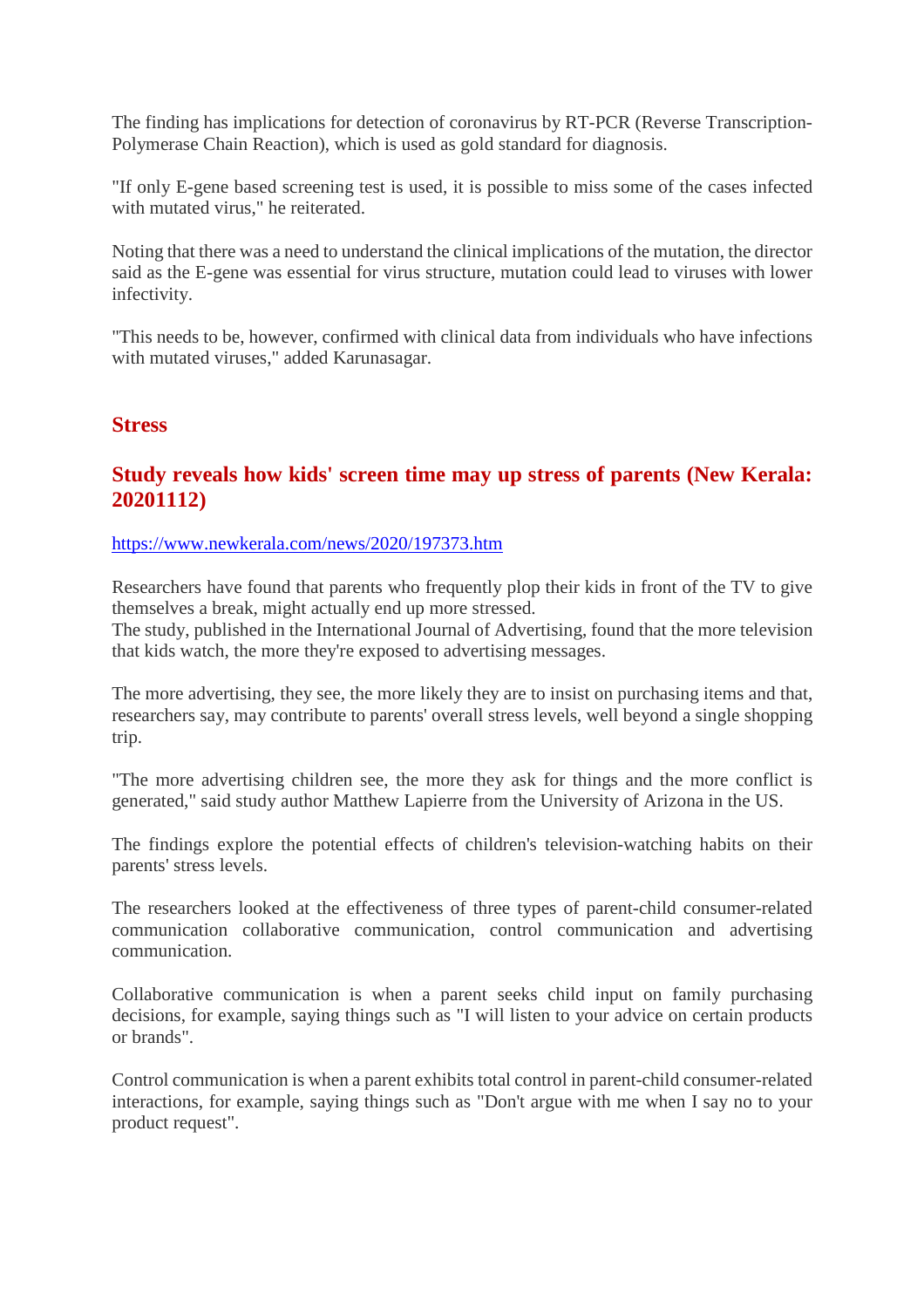The finding has implications for detection of coronavirus by RT-PCR (Reverse Transcription-Polymerase Chain Reaction), which is used as gold standard for diagnosis.

"If only E-gene based screening test is used, it is possible to miss some of the cases infected with mutated virus," he reiterated.

Noting that there was a need to understand the clinical implications of the mutation, the director said as the E-gene was essential for virus structure, mutation could lead to viruses with lower infectivity.

"This needs to be, however, confirmed with clinical data from individuals who have infections with mutated viruses," added Karunasagar.

## Stress

### Study reveals how kids' screen time may up stress of parents (New Kerala: 20201112)

https://www.newkerala.com/news/2020/197373.htm

Researchers have found that parents who frequently plop their kids in front of the TV to give themselves a break, might actually end up more stressed.
The study, published in the International Journal of Advertising, found that the more television that kids watch, the more they're exposed to advertising messages.

The more advertising, they see, the more likely they are to insist on purchasing items and that, researchers say, may contribute to parents' overall stress levels, well beyond a single shopping trip.

"The more advertising children see, the more they ask for things and the more conflict is generated," said study author Matthew Lapierre from the University of Arizona in the US.

The findings explore the potential effects of children's television-watching habits on their parents' stress levels.

The researchers looked at the effectiveness of three types of parent-child consumer-related communication collaborative communication, control communication and advertising communication.

Collaborative communication is when a parent seeks child input on family purchasing decisions, for example, saying things such as "I will listen to your advice on certain products or brands".

Control communication is when a parent exhibits total control in parent-child consumer-related interactions, for example, saying things such as "Don't argue with me when I say no to your product request".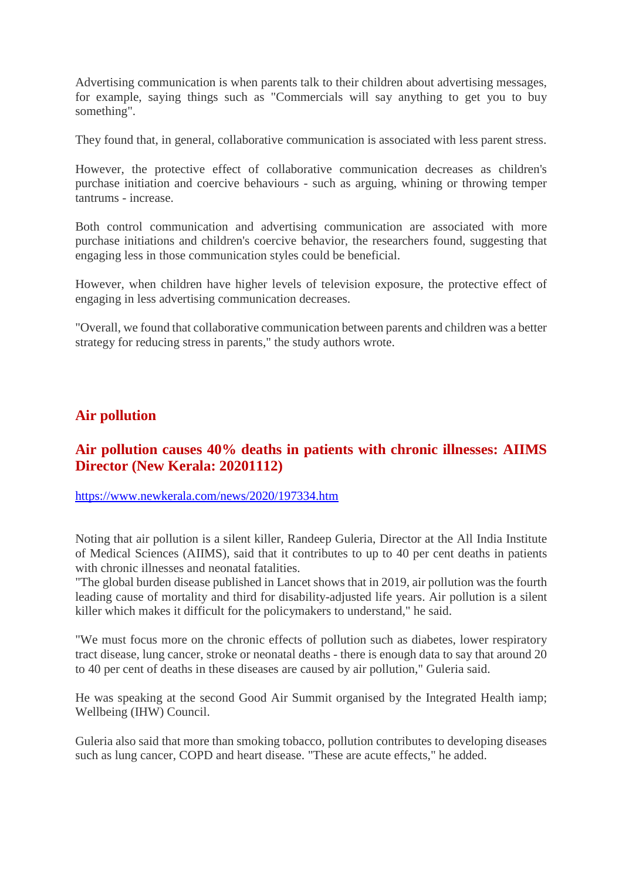Advertising communication is when parents talk to their children about advertising messages, for example, saying things such as "Commercials will say anything to get you to buy something".

They found that, in general, collaborative communication is associated with less parent stress.

However, the protective effect of collaborative communication decreases as children's purchase initiation and coercive behaviours - such as arguing, whining or throwing temper tantrums - increase.

Both control communication and advertising communication are associated with more purchase initiations and children's coercive behavior, the researchers found, suggesting that engaging less in those communication styles could be beneficial.

However, when children have higher levels of television exposure, the protective effect of engaging in less advertising communication decreases.

"Overall, we found that collaborative communication between parents and children was a better strategy for reducing stress in parents," the study authors wrote.

## Air pollution

### Air pollution causes 40% deaths in patients with chronic illnesses: AIIMS Director (New Kerala: 20201112)

https://www.newkerala.com/news/2020/197334.htm

Noting that air pollution is a silent killer, Randeep Guleria, Director at the All India Institute of Medical Sciences (AIIMS), said that it contributes to up to 40 per cent deaths in patients with chronic illnesses and neonatal fatalities.
"The global burden disease published in Lancet shows that in 2019, air pollution was the fourth leading cause of mortality and third for disability-adjusted life years. Air pollution is a silent killer which makes it difficult for the policymakers to understand," he said.

"We must focus more on the chronic effects of pollution such as diabetes, lower respiratory tract disease, lung cancer, stroke or neonatal deaths - there is enough data to say that around 20 to 40 per cent of deaths in these diseases are caused by air pollution," Guleria said.

He was speaking at the second Good Air Summit organised by the Integrated Health iamp; Wellbeing (IHW) Council.

Guleria also said that more than smoking tobacco, pollution contributes to developing diseases such as lung cancer, COPD and heart disease. "These are acute effects," he added.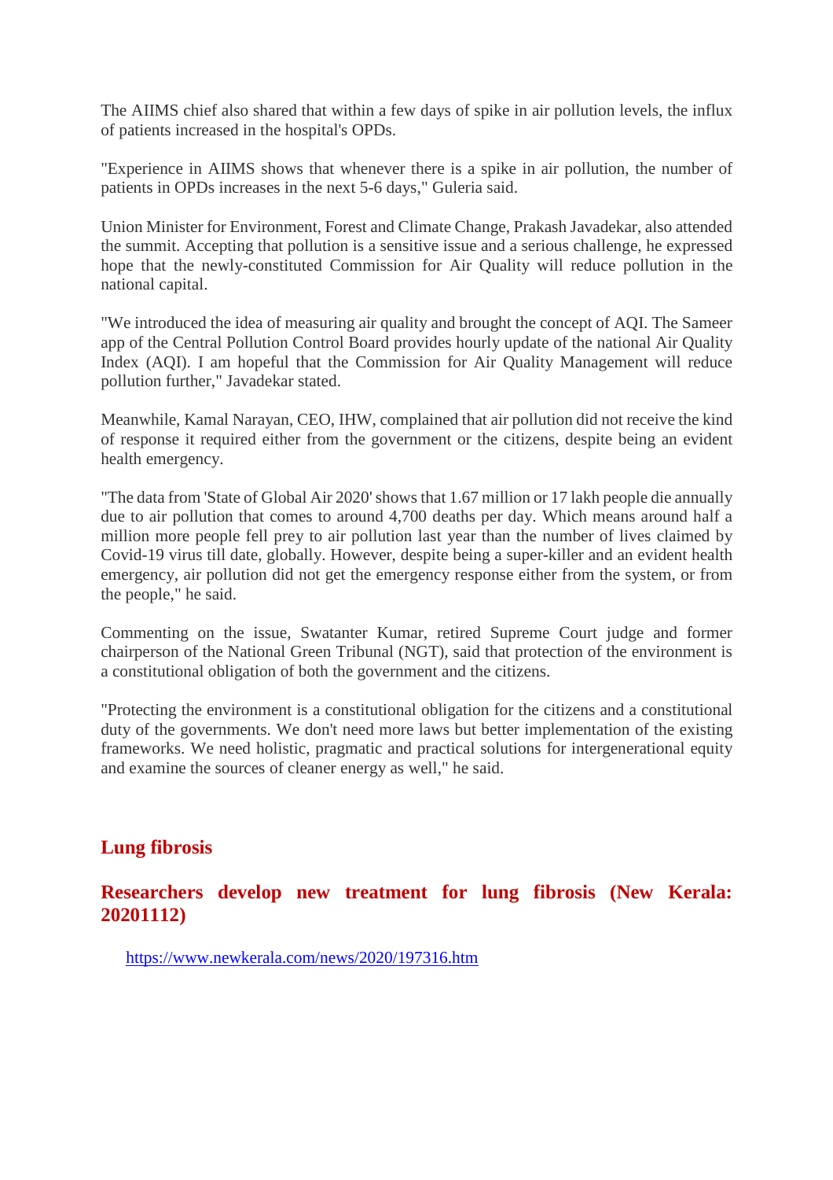The AIIMS chief also shared that within a few days of spike in air pollution levels, the influx of patients increased in the hospital's OPDs.

"Experience in AIIMS shows that whenever there is a spike in air pollution, the number of patients in OPDs increases in the next 5-6 days," Guleria said.

Union Minister for Environment, Forest and Climate Change, Prakash Javadekar, also attended the summit. Accepting that pollution is a sensitive issue and a serious challenge, he expressed hope that the newly-constituted Commission for Air Quality will reduce pollution in the national capital.

"We introduced the idea of measuring air quality and brought the concept of AQI. The Sameer app of the Central Pollution Control Board provides hourly update of the national Air Quality Index (AQI). I am hopeful that the Commission for Air Quality Management will reduce pollution further," Javadekar stated.

Meanwhile, Kamal Narayan, CEO, IHW, complained that air pollution did not receive the kind of response it required either from the government or the citizens, despite being an evident health emergency.

"The data from 'State of Global Air 2020' shows that 1.67 million or 17 lakh people die annually due to air pollution that comes to around 4,700 deaths per day. Which means around half a million more people fell prey to air pollution last year than the number of lives claimed by Covid-19 virus till date, globally. However, despite being a super-killer and an evident health emergency, air pollution did not get the emergency response either from the system, or from the people," he said.

Commenting on the issue, Swatanter Kumar, retired Supreme Court judge and former chairperson of the National Green Tribunal (NGT), said that protection of the environment is a constitutional obligation of both the government and the citizens.

"Protecting the environment is a constitutional obligation for the citizens and a constitutional duty of the governments. We don't need more laws but better implementation of the existing frameworks. We need holistic, pragmatic and practical solutions for intergenerational equity and examine the sources of cleaner energy as well," he said.

## Lung fibrosis

## Researchers develop new treatment for lung fibrosis (New Kerala: 20201112)

https://www.newkerala.com/news/2020/197316.htm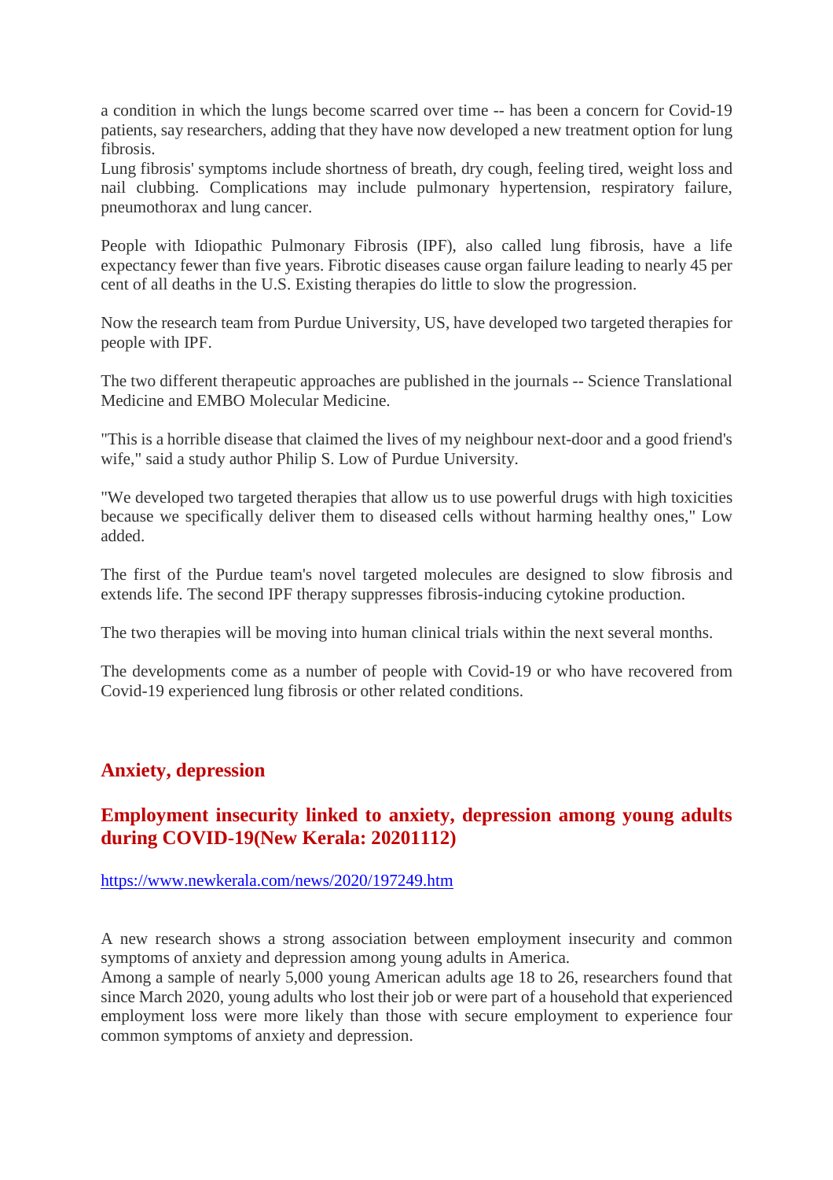a condition in which the lungs become scarred over time -- has been a concern for Covid-19 patients, say researchers, adding that they have now developed a new treatment option for lung fibrosis.

Lung fibrosis' symptoms include shortness of breath, dry cough, feeling tired, weight loss and nail clubbing. Complications may include pulmonary hypertension, respiratory failure, pneumothorax and lung cancer.

People with Idiopathic Pulmonary Fibrosis (IPF), also called lung fibrosis, have a life expectancy fewer than five years. Fibrotic diseases cause organ failure leading to nearly 45 per cent of all deaths in the U.S. Existing therapies do little to slow the progression.

Now the research team from Purdue University, US, have developed two targeted therapies for people with IPF.

The two different therapeutic approaches are published in the journals -- Science Translational Medicine and EMBO Molecular Medicine.

"This is a horrible disease that claimed the lives of my neighbour next-door and a good friend's wife," said a study author Philip S. Low of Purdue University.

"We developed two targeted therapies that allow us to use powerful drugs with high toxicities because we specifically deliver them to diseased cells without harming healthy ones," Low added.

The first of the Purdue team's novel targeted molecules are designed to slow fibrosis and extends life. The second IPF therapy suppresses fibrosis-inducing cytokine production.

The two therapies will be moving into human clinical trials within the next several months.

The developments come as a number of people with Covid-19 or who have recovered from Covid-19 experienced lung fibrosis or other related conditions.

## Anxiety, depression

### Employment insecurity linked to anxiety, depression among young adults during COVID-19(New Kerala: 20201112)

https://www.newkerala.com/news/2020/197249.htm

A new research shows a strong association between employment insecurity and common symptoms of anxiety and depression among young adults in America.

Among a sample of nearly 5,000 young American adults age 18 to 26, researchers found that since March 2020, young adults who lost their job or were part of a household that experienced employment loss were more likely than those with secure employment to experience four common symptoms of anxiety and depression.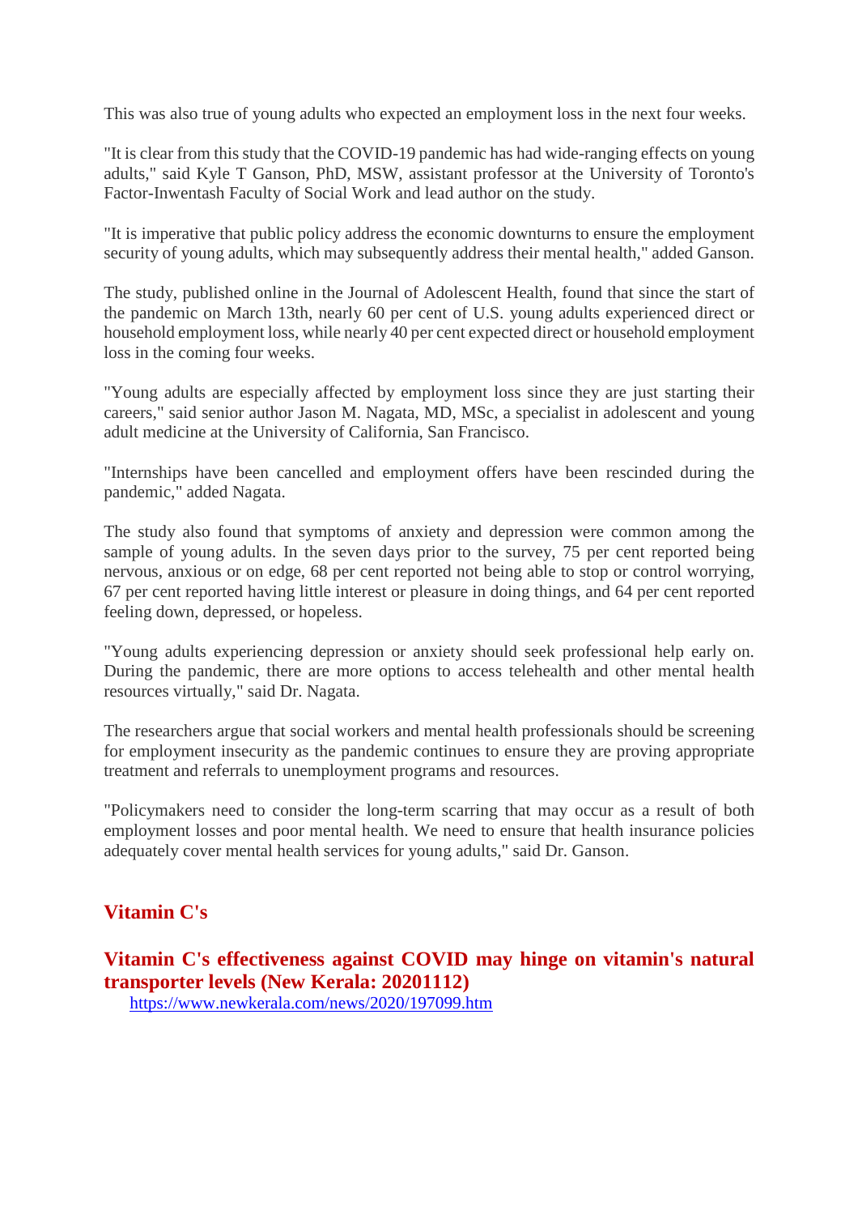This was also true of young adults who expected an employment loss in the next four weeks.

"It is clear from this study that the COVID-19 pandemic has had wide-ranging effects on young adults," said Kyle T Ganson, PhD, MSW, assistant professor at the University of Toronto's Factor-Inwentash Faculty of Social Work and lead author on the study.

"It is imperative that public policy address the economic downturns to ensure the employment security of young adults, which may subsequently address their mental health," added Ganson.

The study, published online in the Journal of Adolescent Health, found that since the start of the pandemic on March 13th, nearly 60 per cent of U.S. young adults experienced direct or household employment loss, while nearly 40 per cent expected direct or household employment loss in the coming four weeks.

"Young adults are especially affected by employment loss since they are just starting their careers," said senior author Jason M. Nagata, MD, MSc, a specialist in adolescent and young adult medicine at the University of California, San Francisco.

"Internships have been cancelled and employment offers have been rescinded during the pandemic," added Nagata.

The study also found that symptoms of anxiety and depression were common among the sample of young adults. In the seven days prior to the survey, 75 per cent reported being nervous, anxious or on edge, 68 per cent reported not being able to stop or control worrying, 67 per cent reported having little interest or pleasure in doing things, and 64 per cent reported feeling down, depressed, or hopeless.

"Young adults experiencing depression or anxiety should seek professional help early on. During the pandemic, there are more options to access telehealth and other mental health resources virtually," said Dr. Nagata.

The researchers argue that social workers and mental health professionals should be screening for employment insecurity as the pandemic continues to ensure they are proving appropriate treatment and referrals to unemployment programs and resources.

"Policymakers need to consider the long-term scarring that may occur as a result of both employment losses and poor mental health. We need to ensure that health insurance policies adequately cover mental health services for young adults," said Dr. Ganson.

## Vitamin C's

### Vitamin C's effectiveness against COVID may hinge on vitamin's natural transporter levels (New Kerala: 20201112)

https://www.newkerala.com/news/2020/197099.htm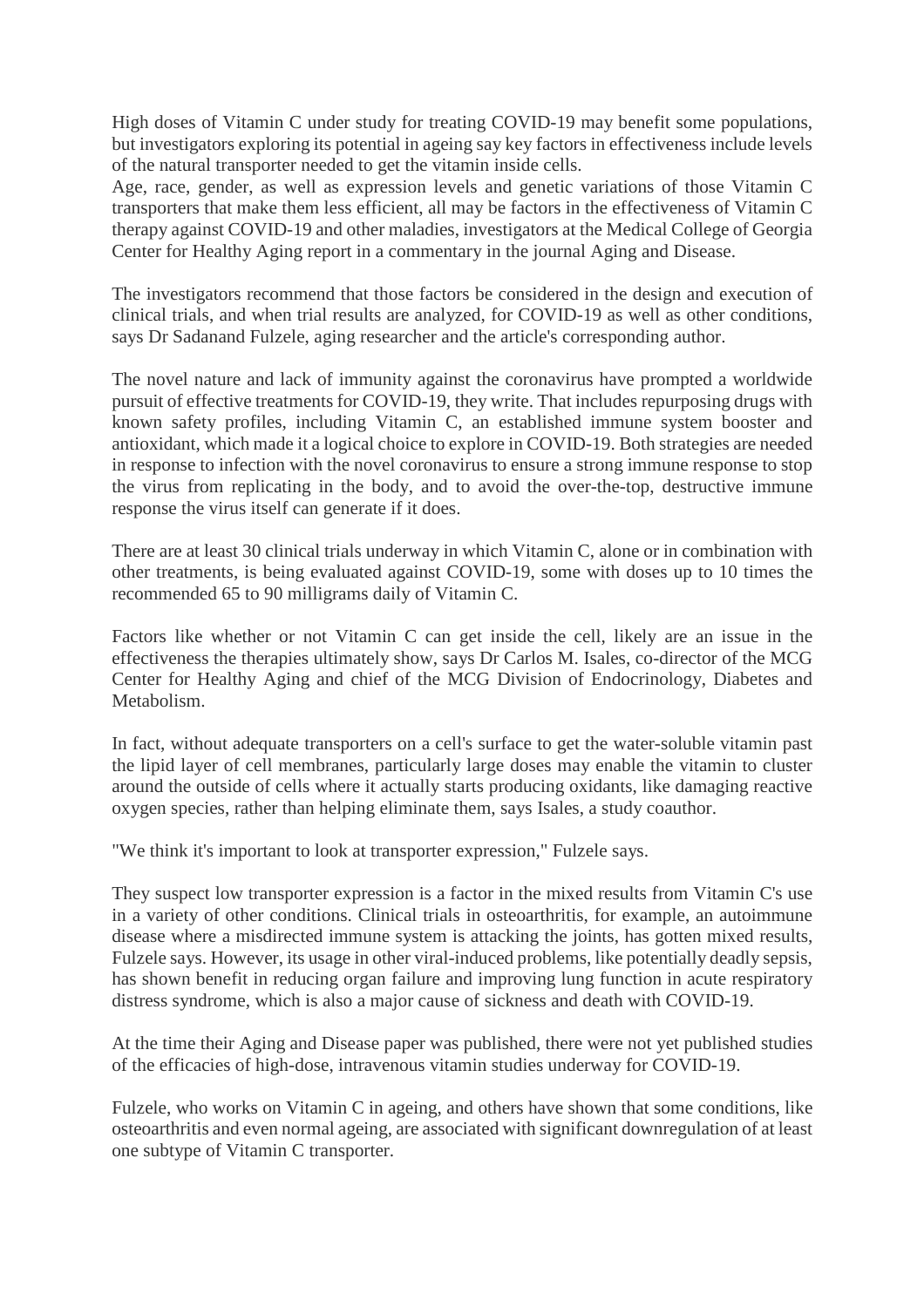High doses of Vitamin C under study for treating COVID-19 may benefit some populations, but investigators exploring its potential in ageing say key factors in effectiveness include levels of the natural transporter needed to get the vitamin inside cells.

Age, race, gender, as well as expression levels and genetic variations of those Vitamin C transporters that make them less efficient, all may be factors in the effectiveness of Vitamin C therapy against COVID-19 and other maladies, investigators at the Medical College of Georgia Center for Healthy Aging report in a commentary in the journal Aging and Disease.

The investigators recommend that those factors be considered in the design and execution of clinical trials, and when trial results are analyzed, for COVID-19 as well as other conditions, says Dr Sadanand Fulzele, aging researcher and the article's corresponding author.

The novel nature and lack of immunity against the coronavirus have prompted a worldwide pursuit of effective treatments for COVID-19, they write. That includes repurposing drugs with known safety profiles, including Vitamin C, an established immune system booster and antioxidant, which made it a logical choice to explore in COVID-19. Both strategies are needed in response to infection with the novel coronavirus to ensure a strong immune response to stop the virus from replicating in the body, and to avoid the over-the-top, destructive immune response the virus itself can generate if it does.

There are at least 30 clinical trials underway in which Vitamin C, alone or in combination with other treatments, is being evaluated against COVID-19, some with doses up to 10 times the recommended 65 to 90 milligrams daily of Vitamin C.

Factors like whether or not Vitamin C can get inside the cell, likely are an issue in the effectiveness the therapies ultimately show, says Dr Carlos M. Isales, co-director of the MCG Center for Healthy Aging and chief of the MCG Division of Endocrinology, Diabetes and Metabolism.

In fact, without adequate transporters on a cell's surface to get the water-soluble vitamin past the lipid layer of cell membranes, particularly large doses may enable the vitamin to cluster around the outside of cells where it actually starts producing oxidants, like damaging reactive oxygen species, rather than helping eliminate them, says Isales, a study coauthor.

"We think it's important to look at transporter expression," Fulzele says.

They suspect low transporter expression is a factor in the mixed results from Vitamin C's use in a variety of other conditions. Clinical trials in osteoarthritis, for example, an autoimmune disease where a misdirected immune system is attacking the joints, has gotten mixed results, Fulzele says. However, its usage in other viral-induced problems, like potentially deadly sepsis, has shown benefit in reducing organ failure and improving lung function in acute respiratory distress syndrome, which is also a major cause of sickness and death with COVID-19.

At the time their Aging and Disease paper was published, there were not yet published studies of the efficacies of high-dose, intravenous vitamin studies underway for COVID-19.

Fulzele, who works on Vitamin C in ageing, and others have shown that some conditions, like osteoarthritis and even normal ageing, are associated with significant downregulation of at least one subtype of Vitamin C transporter.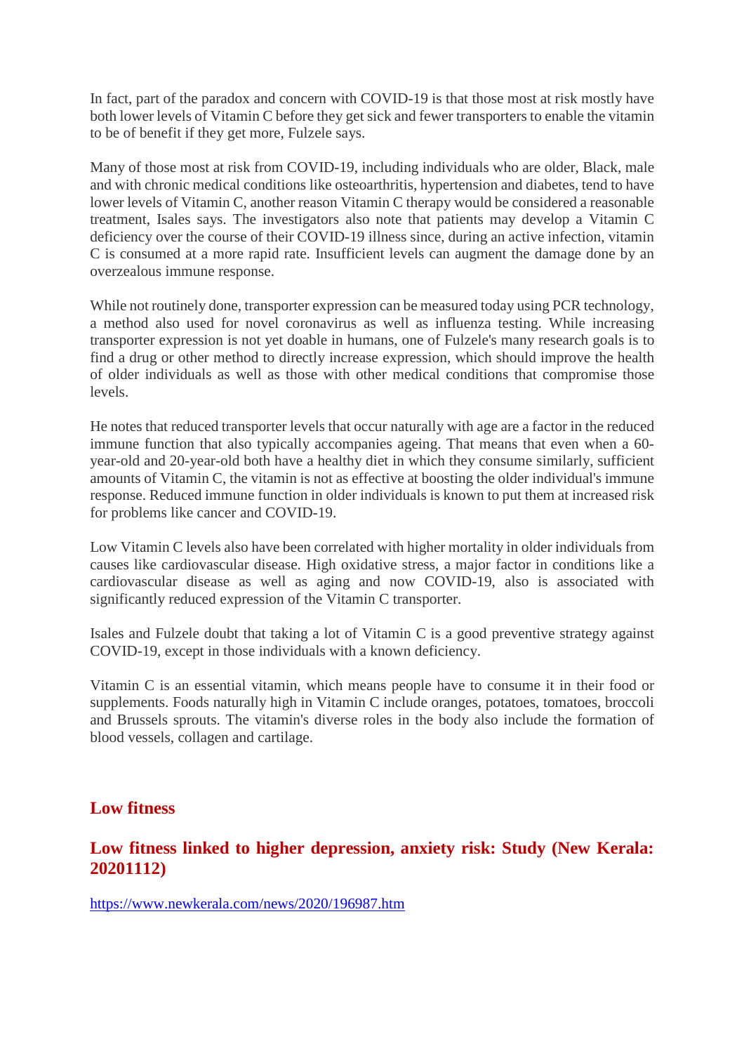In fact, part of the paradox and concern with COVID-19 is that those most at risk mostly have both lower levels of Vitamin C before they get sick and fewer transporters to enable the vitamin to be of benefit if they get more, Fulzele says.

Many of those most at risk from COVID-19, including individuals who are older, Black, male and with chronic medical conditions like osteoarthritis, hypertension and diabetes, tend to have lower levels of Vitamin C, another reason Vitamin C therapy would be considered a reasonable treatment, Isales says. The investigators also note that patients may develop a Vitamin C deficiency over the course of their COVID-19 illness since, during an active infection, vitamin C is consumed at a more rapid rate. Insufficient levels can augment the damage done by an overzealous immune response.

While not routinely done, transporter expression can be measured today using PCR technology, a method also used for novel coronavirus as well as influenza testing. While increasing transporter expression is not yet doable in humans, one of Fulzele's many research goals is to find a drug or other method to directly increase expression, which should improve the health of older individuals as well as those with other medical conditions that compromise those levels.

He notes that reduced transporter levels that occur naturally with age are a factor in the reduced immune function that also typically accompanies ageing. That means that even when a 60-year-old and 20-year-old both have a healthy diet in which they consume similarly, sufficient amounts of Vitamin C, the vitamin is not as effective at boosting the older individual's immune response. Reduced immune function in older individuals is known to put them at increased risk for problems like cancer and COVID-19.

Low Vitamin C levels also have been correlated with higher mortality in older individuals from causes like cardiovascular disease. High oxidative stress, a major factor in conditions like a cardiovascular disease as well as aging and now COVID-19, also is associated with significantly reduced expression of the Vitamin C transporter.

Isales and Fulzele doubt that taking a lot of Vitamin C is a good preventive strategy against COVID-19, except in those individuals with a known deficiency.

Vitamin C is an essential vitamin, which means people have to consume it in their food or supplements. Foods naturally high in Vitamin C include oranges, potatoes, tomatoes, broccoli and Brussels sprouts. The vitamin's diverse roles in the body also include the formation of blood vessels, collagen and cartilage.

## Low fitness

### Low fitness linked to higher depression, anxiety risk: Study (New Kerala: 20201112)

https://www.newkerala.com/news/2020/196987.htm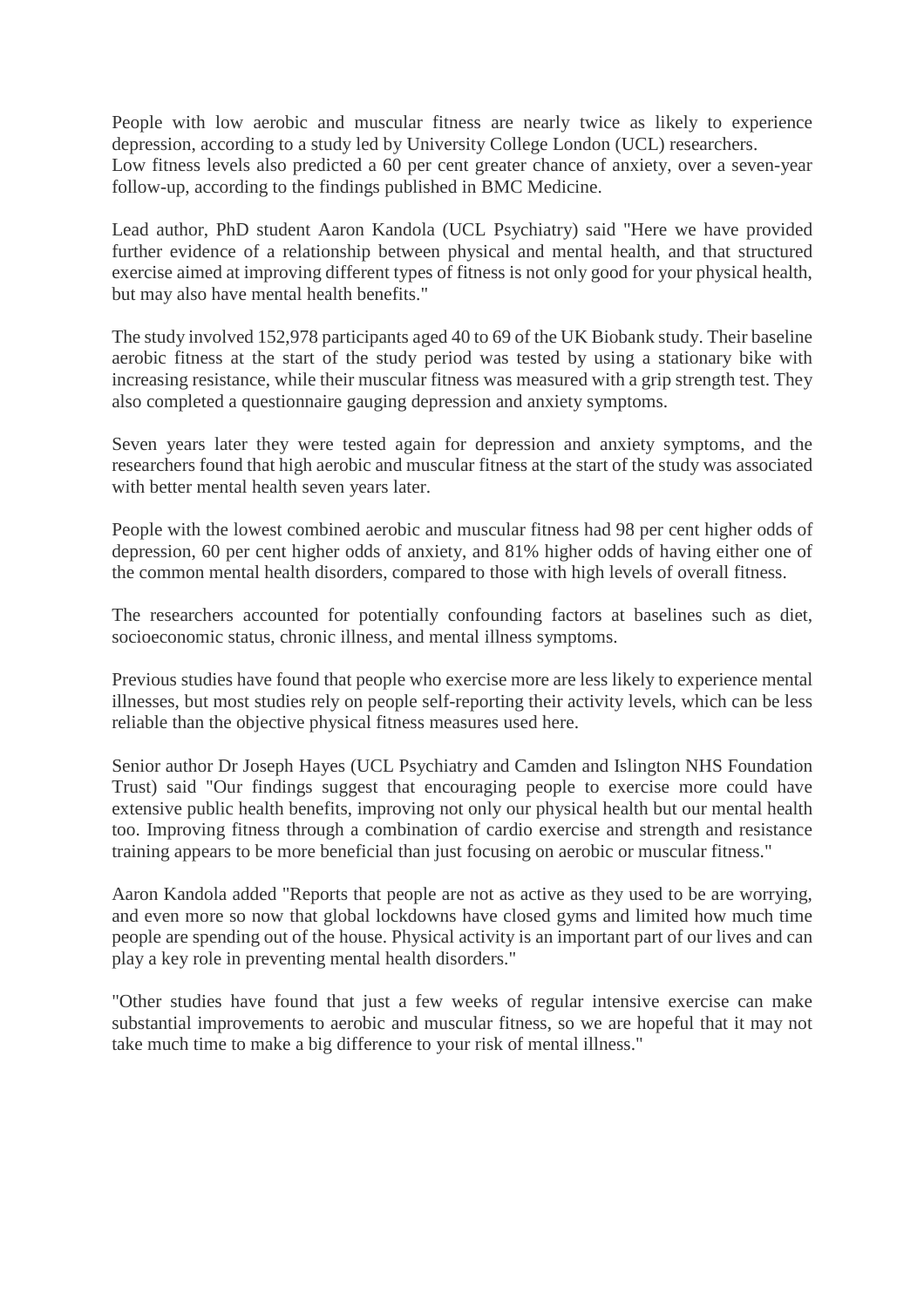People with low aerobic and muscular fitness are nearly twice as likely to experience depression, according to a study led by University College London (UCL) researchers.
Low fitness levels also predicted a 60 per cent greater chance of anxiety, over a seven-year follow-up, according to the findings published in BMC Medicine.

Lead author, PhD student Aaron Kandola (UCL Psychiatry) said "Here we have provided further evidence of a relationship between physical and mental health, and that structured exercise aimed at improving different types of fitness is not only good for your physical health, but may also have mental health benefits."

The study involved 152,978 participants aged 40 to 69 of the UK Biobank study. Their baseline aerobic fitness at the start of the study period was tested by using a stationary bike with increasing resistance, while their muscular fitness was measured with a grip strength test. They also completed a questionnaire gauging depression and anxiety symptoms.

Seven years later they were tested again for depression and anxiety symptoms, and the researchers found that high aerobic and muscular fitness at the start of the study was associated with better mental health seven years later.

People with the lowest combined aerobic and muscular fitness had 98 per cent higher odds of depression, 60 per cent higher odds of anxiety, and 81% higher odds of having either one of the common mental health disorders, compared to those with high levels of overall fitness.

The researchers accounted for potentially confounding factors at baselines such as diet, socioeconomic status, chronic illness, and mental illness symptoms.

Previous studies have found that people who exercise more are less likely to experience mental illnesses, but most studies rely on people self-reporting their activity levels, which can be less reliable than the objective physical fitness measures used here.

Senior author Dr Joseph Hayes (UCL Psychiatry and Camden and Islington NHS Foundation Trust) said "Our findings suggest that encouraging people to exercise more could have extensive public health benefits, improving not only our physical health but our mental health too. Improving fitness through a combination of cardio exercise and strength and resistance training appears to be more beneficial than just focusing on aerobic or muscular fitness."

Aaron Kandola added "Reports that people are not as active as they used to be are worrying, and even more so now that global lockdowns have closed gyms and limited how much time people are spending out of the house. Physical activity is an important part of our lives and can play a key role in preventing mental health disorders."

"Other studies have found that just a few weeks of regular intensive exercise can make substantial improvements to aerobic and muscular fitness, so we are hopeful that it may not take much time to make a big difference to your risk of mental illness."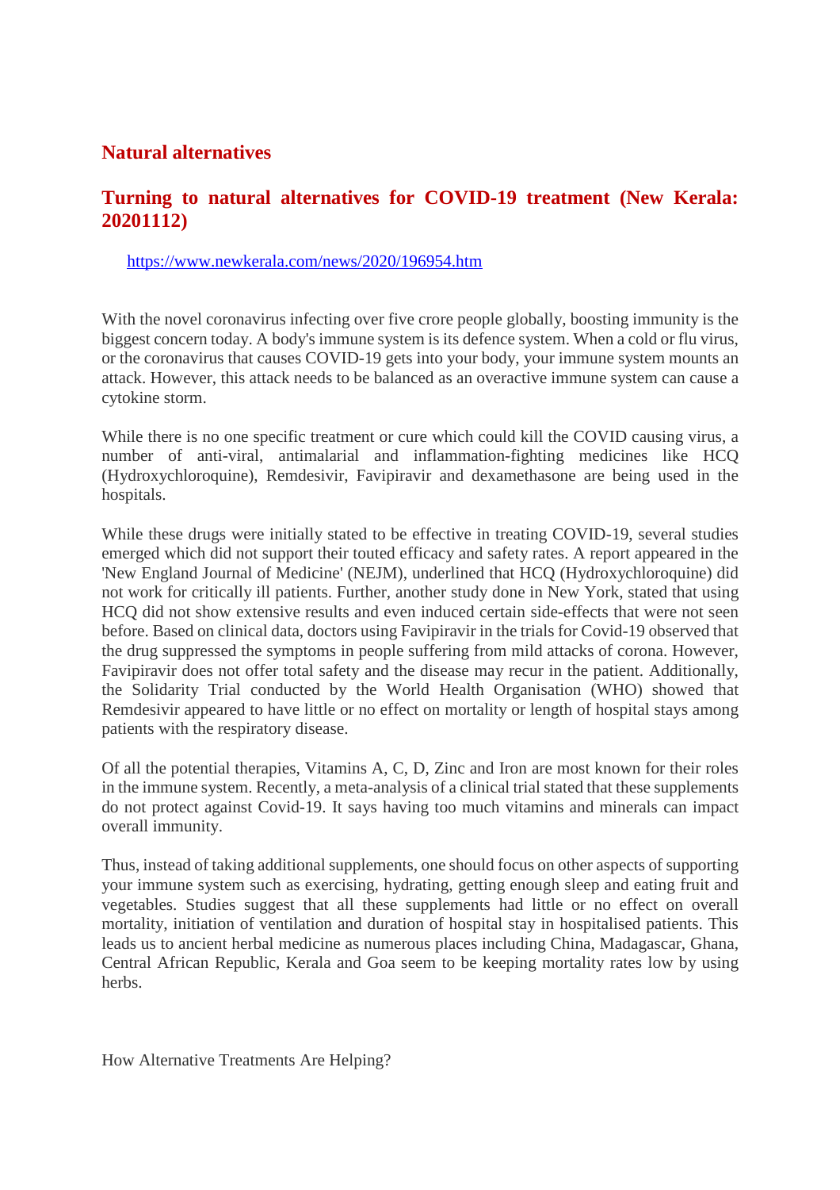## Natural alternatives

### Turning to natural alternatives for COVID-19 treatment (New Kerala: 20201112)

https://www.newkerala.com/news/2020/196954.htm

With the novel coronavirus infecting over five crore people globally, boosting immunity is the biggest concern today. A body's immune system is its defence system. When a cold or flu virus, or the coronavirus that causes COVID-19 gets into your body, your immune system mounts an attack. However, this attack needs to be balanced as an overactive immune system can cause a cytokine storm.

While there is no one specific treatment or cure which could kill the COVID causing virus, a number of anti-viral, antimalarial and inflammation-fighting medicines like HCQ (Hydroxychloroquine), Remdesivir, Favipiravir and dexamethasone are being used in the hospitals.

While these drugs were initially stated to be effective in treating COVID-19, several studies emerged which did not support their touted efficacy and safety rates. A report appeared in the 'New England Journal of Medicine' (NEJM), underlined that HCQ (Hydroxychloroquine) did not work for critically ill patients. Further, another study done in New York, stated that using HCQ did not show extensive results and even induced certain side-effects that were not seen before. Based on clinical data, doctors using Favipiravir in the trials for Covid-19 observed that the drug suppressed the symptoms in people suffering from mild attacks of corona. However, Favipiravir does not offer total safety and the disease may recur in the patient. Additionally, the Solidarity Trial conducted by the World Health Organisation (WHO) showed that Remdesivir appeared to have little or no effect on mortality or length of hospital stays among patients with the respiratory disease.

Of all the potential therapies, Vitamins A, C, D, Zinc and Iron are most known for their roles in the immune system. Recently, a meta-analysis of a clinical trial stated that these supplements do not protect against Covid-19. It says having too much vitamins and minerals can impact overall immunity.

Thus, instead of taking additional supplements, one should focus on other aspects of supporting your immune system such as exercising, hydrating, getting enough sleep and eating fruit and vegetables. Studies suggest that all these supplements had little or no effect on overall mortality, initiation of ventilation and duration of hospital stay in hospitalised patients. This leads us to ancient herbal medicine as numerous places including China, Madagascar, Ghana, Central African Republic, Kerala and Goa seem to be keeping mortality rates low by using herbs.

How Alternative Treatments Are Helping?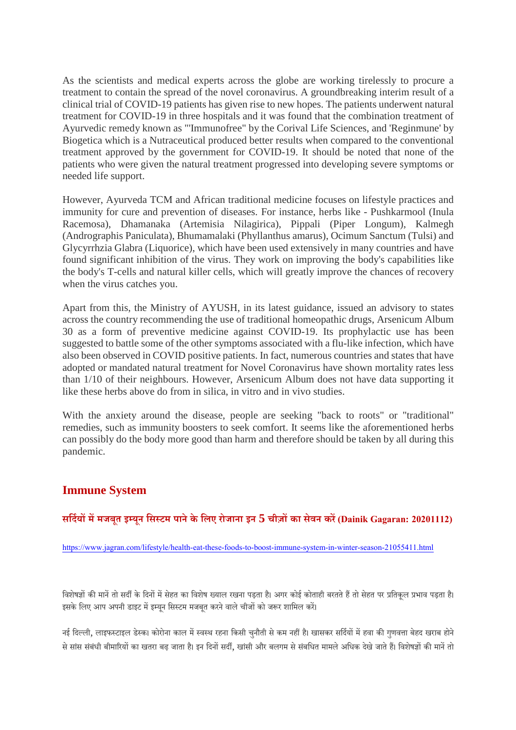As the scientists and medical experts across the globe are working tirelessly to procure a treatment to contain the spread of the novel coronavirus. A groundbreaking interim result of a clinical trial of COVID-19 patients has given rise to new hopes. The patients underwent natural treatment for COVID-19 in three hospitals and it was found that the combination treatment of Ayurvedic remedy known as "'Immunofree" by the Corival Life Sciences, and 'Reginmune' by Biogetica which is a Nutraceutical produced better results when compared to the conventional treatment approved by the government for COVID-19. It should be noted that none of the patients who were given the natural treatment progressed into developing severe symptoms or needed life support.

However, Ayurveda TCM and African traditional medicine focuses on lifestyle practices and immunity for cure and prevention of diseases. For instance, herbs like - Pushkarmool (Inula Racemosa), Dhamanaka (Artemisia Nilagirica), Pippali (Piper Longum), Kalmegh (Andrographis Paniculata), Bhumamalaki (Phyllanthus amarus), Ocimum Sanctum (Tulsi) and Glycyrrhzia Glabra (Liquorice), which have been used extensively in many countries and have found significant inhibition of the virus. They work on improving the body's capabilities like the body's T-cells and natural killer cells, which will greatly improve the chances of recovery when the virus catches you.

Apart from this, the Ministry of AYUSH, in its latest guidance, issued an advisory to states across the country recommending the use of traditional homeopathic drugs, Arsenicum Album 30 as a form of preventive medicine against COVID-19. Its prophylactic use has been suggested to battle some of the other symptoms associated with a flu-like infection, which have also been observed in COVID positive patients. In fact, numerous countries and states that have adopted or mandated natural treatment for Novel Coronavirus have shown mortality rates less than 1/10 of their neighbours. However, Arsenicum Album does not have data supporting it like these herbs above do from in silica, in vitro and in vivo studies.

With the anxiety around the disease, people are seeking "back to roots" or "traditional" remedies, such as immunity boosters to seek comfort. It seems like the aforementioned herbs can possibly do the body more good than harm and therefore should be taken by all during this pandemic.

## Immune System

### सर्दियों में मजबूत इम्यून सिस्टम पाने के लिए रोजाना इन 5 चीज़ों का सेवन करें (Dainik Gagaran: 20201112)

https://www.jagran.com/lifestyle/health-eat-these-foods-to-boost-immune-system-in-winter-season-21055411.html

विशेषज्ञों की मानें तो सर्दी के दिनों में सेहत का विशेष ख्याल रखना पड़ता है। अगर कोई कोताही बरतते हैं तो सेहत पर प्रतिकूल प्रभाव पड़ता है। इसके लिए आप अपनी डाइट में इम्यून सिस्टम मजबूत करने वाले चीजों को जरूर शामिल करें।

नई दिल्ली, लाइफस्टाइल डेस्क। कोरोना काल में स्वस्थ रहना किसी चुनौती से कम नहीं है। खासकर सर्दियों में हवा की गुणवत्ता बेहद खराब होने से सांस संबंधी बीमारियों का खतरा बढ़ जाता है। इन दिनों सर्दी, खांसी और बलगम से संबधित मामले अधिक देखे जाते हैं। विशेषज्ञों की मानें तो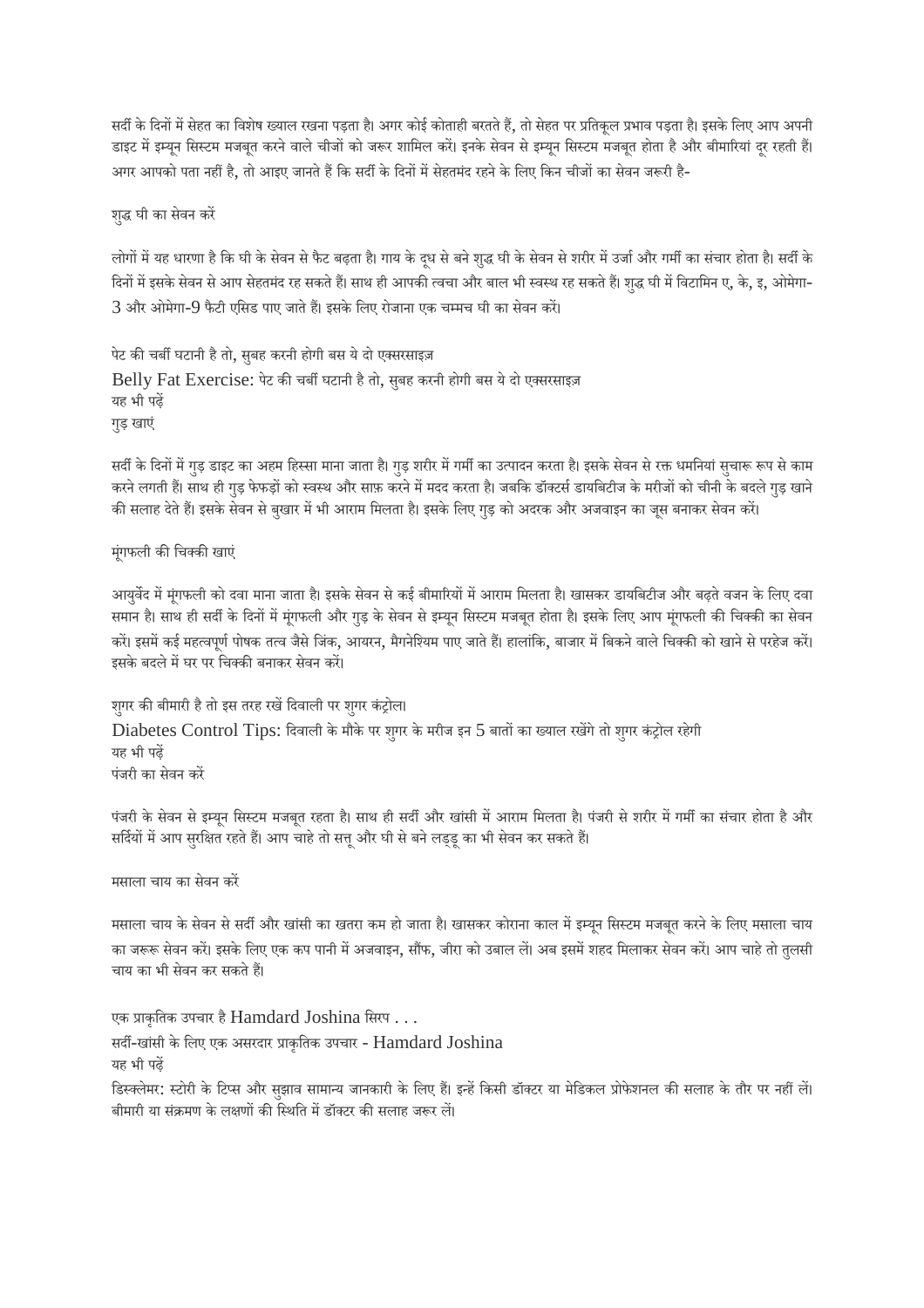सर्दी के दिनों में सेहत का विशेष ख्याल रखना पड़ता है। अगर कोई कोताही बरतते हैं, तो सेहत पर प्रतिकूल प्रभाव पड़ता है। इसके लिए आप अपनी डाइट में इम्यून सिस्टम मजबूत करने वाले चीजों को जरूर शामिल करें। इनके सेवन से इम्यून सिस्टम मजबूत होता है और बीमारियां दूर रहती हैं। अगर आपको पता नहीं है, तो आइए जानते हैं कि सर्दी के दिनों में सेहतमंद रहने के लिए किन चीजों का सेवन जरूरी है-

शुद्ध घी का सेवन करें

लोगों में यह धारणा है कि घी के सेवन से फैट बढ़ता है। गाय के दूध से बने शुद्ध घी के सेवन से शरीर में उर्जा और गर्मी का संचार होता है। सर्दी के दिनों में इसके सेवन से आप सेहतमंद रह सकते हैं। साथ ही आपकी त्वचा और बाल भी स्वस्थ रह सकते हैं। शुद्ध घी में विटामिन ए, के, इ, ओमेगा-3 और ओमेगा-9 फैटी एसिड पाए जाते हैं। इसके लिए रोजाना एक चम्मच घी का सेवन करें।

पेट की चर्बी घटानी है तो, सुबह करनी होगी बस ये दो एक्सरसाइज़

Belly Fat Exercise: पेट की चर्बी घटानी है तो, सुबह करनी होगी बस ये दो एक्सरसाइज़

यह भी पढ़ें

गुड़ खाएं

सर्दी के दिनों में गुड़ डाइट का अहम हिस्सा माना जाता है। गुड़ शरीर में गर्मी का उत्पादन करता है। इसके सेवन से रक्त धमनियां सुचारू रूप से काम करने लगती हैं। साथ ही गुड़ फेफड़ों को स्वस्थ और साफ़ करने में मदद करता है। जबकि डॉक्टर्स डायबिटीज के मरीजों को चीनी के बदले गुड़ खाने की सलाह देते हैं। इसके सेवन से बुखार में भी आराम मिलता है। इसके लिए गुड़ को अदरक और अजवाइन का जूस बनाकर सेवन करें।

मूंगफली की चिक्की खाएं

आयुर्वेद में मूंगफली को दवा माना जाता है। इसके सेवन से कई बीमारियों में आराम मिलता है। खासकर डायबिटीज और बढ़ते वजन के लिए दवा समान है। साथ ही सर्दी के दिनों में मूंगफली और गुड़ के सेवन से इम्यून सिस्टम मजबूत होता है। इसके लिए आप मूंगफली की चिक्की का सेवन करें। इसमें कई महत्वपूर्ण पोषक तत्व जैसे जिंक, आयरन, मैगनेशियम पाए जाते हैं। हालांकि, बाजार में बिकने वाले चिक्की को खाने से परहेज करें। इसके बदले में घर पर चिक्की बनाकर सेवन करें।

शुगर की बीमारी है तो इस तरह रखें दिवाली पर शुगर कंट्रोल।

Diabetes Control Tips: दिवाली के मौके पर शुगर के मरीज इन 5 बातों का ख्याल रखेंगे तो शुगर कंट्रोल रहेगी

यह भी पढ़ें

पंजरी का सेवन करें

पंजरी के सेवन से इम्यून सिस्टम मजबूत रहता है। साथ ही सर्दी और खांसी में आराम मिलता है। पंजरी से शरीर में गर्मी का संचार होता है और सर्दियों में आप सुरक्षित रहते हैं। आप चाहे तो सत्तू और घी से बने लड्डू का भी सेवन कर सकते हैं।

मसाला चाय का सेवन करें

मसाला चाय के सेवन से सर्दी और खांसी का खतरा कम हो जाता है। खासकर कोराना काल में इम्यून सिस्टम मजबूत करने के लिए मसाला चाय का जरूर सेवन करें। इसके लिए एक कप पानी में अजवाइन, सौंफ, जीरा को उबाल लें। अब इसमें शहद मिलाकर सेवन करें। आप चाहे तो तुलसी चाय का भी सेवन कर सकते हैं।

एक प्राकृतिक उपचार है Hamdard Joshina सिरप . . .

सर्दी-खांसी के लिए एक असरदार प्राकृतिक उपचार - Hamdard Joshina

यह भी पढ़ें

डिस्क्लेमर: स्टोरी के टिप्स और सुझाव सामान्य जानकारी के लिए हैं। इन्हें किसी डॉक्टर या मेडिकल प्रोफेशनल की सलाह के तौर पर नहीं लें। बीमारी या संक्रमण के लक्षणों की स्थिति में डॉक्टर की सलाह जरूर लें।